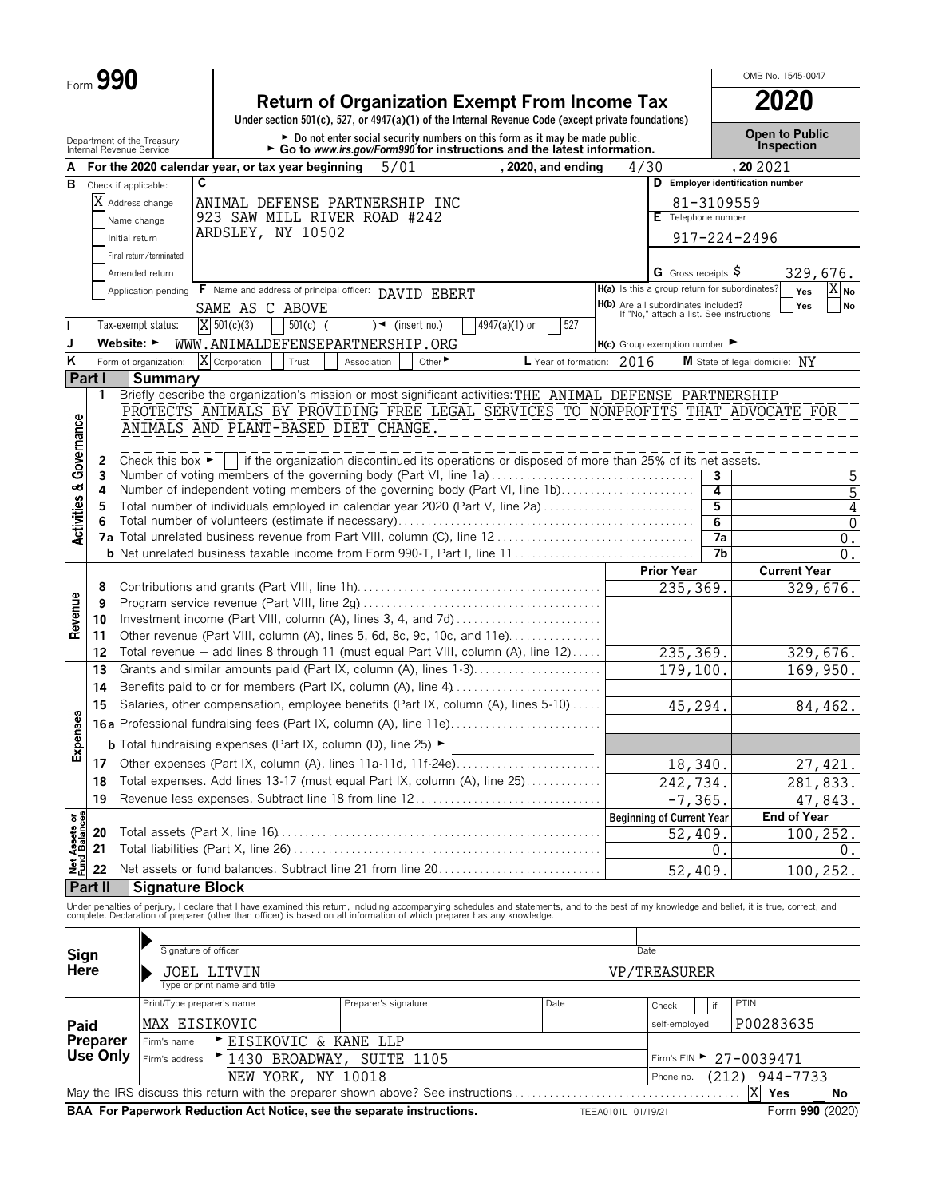Form **990**

# Return of Organization Exempt From Income Tax

OMB No. 1545-0047

**2020**

Under section 501(c), 527, or 4947(a)(1) of the Internal Revenue Code (except private foundations)

► Do not enter social security numbers on this form as it may be made public.
► Go to *www.irs.gov/Form990* for instructions and the latest information.

Department of the Treasury
Internal Revenue Service

**Open to Public Inspection**

**A** For the 2020 calendar year, or tax year beginning 5/01, 2020, and ending 4/30, 20 2021

**B** Check if applicable:
- [X] Address change
- [ ] Name change
- [ ] Initial return
- [ ] Final return/terminated
- [ ] Amended return
- [ ] Application pending

**C** ANIMAL DEFENSE PARTNERSHIP INC
923 SAW MILL RIVER ROAD #242
ARDSLEY, NY 10502

**D** Employer identification number: 81-3109559

**E** Telephone number: 917-224-2496

**G** Gross receipts $ 329,676.

**F** Name and address of principal officer: DAVID EBERT
SAME AS C ABOVE

**H(a)** Is this a group return for subordinates? [ ] Yes [X] No

**H(b)** Are all subordinates included? [ ] Yes [ ] No
If "No," attach a list. See instructions

**I** Tax-exempt status: [X] 501(c)(3) [ ] 501(c) ( ) ◄ (insert no.) [ ] 4947(a)(1) or [ ] 527

**J** Website: ► WWW.ANIMALDEFENSEPARTNERSHIP.ORG

**H(c)** Group exemption number ►

**K** Form of organization: [X] Corporation [ ] Trust [ ] Association [ ] Other ►

**L** Year of formation: 2016

**M** State of legal domicile: NY

## Part I Summary

**Activities & Governance**

1 Briefly describe the organization's mission or most significant activities: THE ANIMAL DEFENSE PARTNERSHIP PROTECTS ANIMALS BY PROVIDING FREE LEGAL SERVICES TO NONPROFITS THAT ADVOCATE FOR ANIMALS AND PLANT-BASED DIET CHANGE.

2 Check this box ► [ ] if the organization discontinued its operations or disposed of more than 25% of its net assets.

| | | | |
|---|---|---|---|
| 3 | Number of voting members of the governing body (Part VI, line 1a) | 3 | 5 |
| 4 | Number of independent voting members of the governing body (Part VI, line 1b) | 4 | 5 |
| 5 | Total number of individuals employed in calendar year 2020 (Part V, line 2a) | 5 | 4 |
| 6 | Total number of volunteers (estimate if necessary) | 6 | 0 |
| 7a | Total unrelated business revenue from Part VIII, column (C), line 12 | 7a | 0. |
| b | Net unrelated business taxable income from Form 990-T, Part I, line 11 | 7b | 0. |

| | | | Prior Year | Current Year |
|---|---|---|---|---|
| **Revenue** | 8 | Contributions and grants (Part VIII, line 1h) | 235,369. | 329,676. |
| | 9 | Program service revenue (Part VIII, line 2g) | | |
| | 10 | Investment income (Part VIII, column (A), lines 3, 4, and 7d) | | |
| | 11 | Other revenue (Part VIII, column (A), lines 5, 6d, 8c, 9c, 10c, and 11e) | | |
| | 12 | Total revenue – add lines 8 through 11 (must equal Part VIII, column (A), line 12) | 235,369. | 329,676. |
| **Expenses** | 13 | Grants and similar amounts paid (Part IX, column (A), lines 1-3) | 179,100. | 169,950. |
| | 14 | Benefits paid to or for members (Part IX, column (A), line 4) | | |
| | 15 | Salaries, other compensation, employee benefits (Part IX, column (A), lines 5-10) | 45,294. | 84,462. |
| | 16a | Professional fundraising fees (Part IX, column (A), line 11e) | | |
| | b | Total fundraising expenses (Part IX, column (D), line 25) ► | | |
| | 17 | Other expenses (Part IX, column (A), lines 11a-11d, 11f-24e) | 18,340. | 27,421. |
| | 18 | Total expenses. Add lines 13-17 (must equal Part IX, column (A), line 25) | 242,734. | 281,833. |
| | 19 | Revenue less expenses. Subtract line 18 from line 12 | -7,365. | 47,843. |

| | | | Beginning of Current Year | End of Year |
|---|---|---|---|---|
| **Net Assets or Fund Balances** | 20 | Total assets (Part X, line 16) | 52,409. | 100,252. |
| | 21 | Total liabilities (Part X, line 26) | 0. | 0. |
| | 22 | Net assets or fund balances. Subtract line 21 from line 20 | 52,409. | 100,252. |

## Part II Signature Block

Under penalties of perjury, I declare that I have examined this return, including accompanying schedules and statements, and to the best of my knowledge and belief, it is true, correct, and complete. Declaration of preparer (other than officer) is based on all information of which preparer has any knowledge.

**Sign Here**

Signature of officer | Date

JOEL LITVIN VP/TREASURER
Type or print name and title

**Paid Preparer Use Only**

| Print/Type preparer's name | Preparer's signature | Date | Check [ ] if self-employed | PTIN |
|---|---|---|---|---|
| MAX EISIKOVIC | | | | P00283635 |

Firm's name ► EISIKOVIC & KANE LLP — Firm's EIN ► 27-0039471

Firm's address ► 1430 BROADWAY, SUITE 1105, NEW YORK, NY 10018 — Phone no. (212) 944-7733

May the IRS discuss this return with the preparer shown above? See instructions [X] Yes [ ] No

**BAA For Paperwork Reduction Act Notice, see the separate instructions.** TEEA0101L 01/19/21 Form **990** (2020)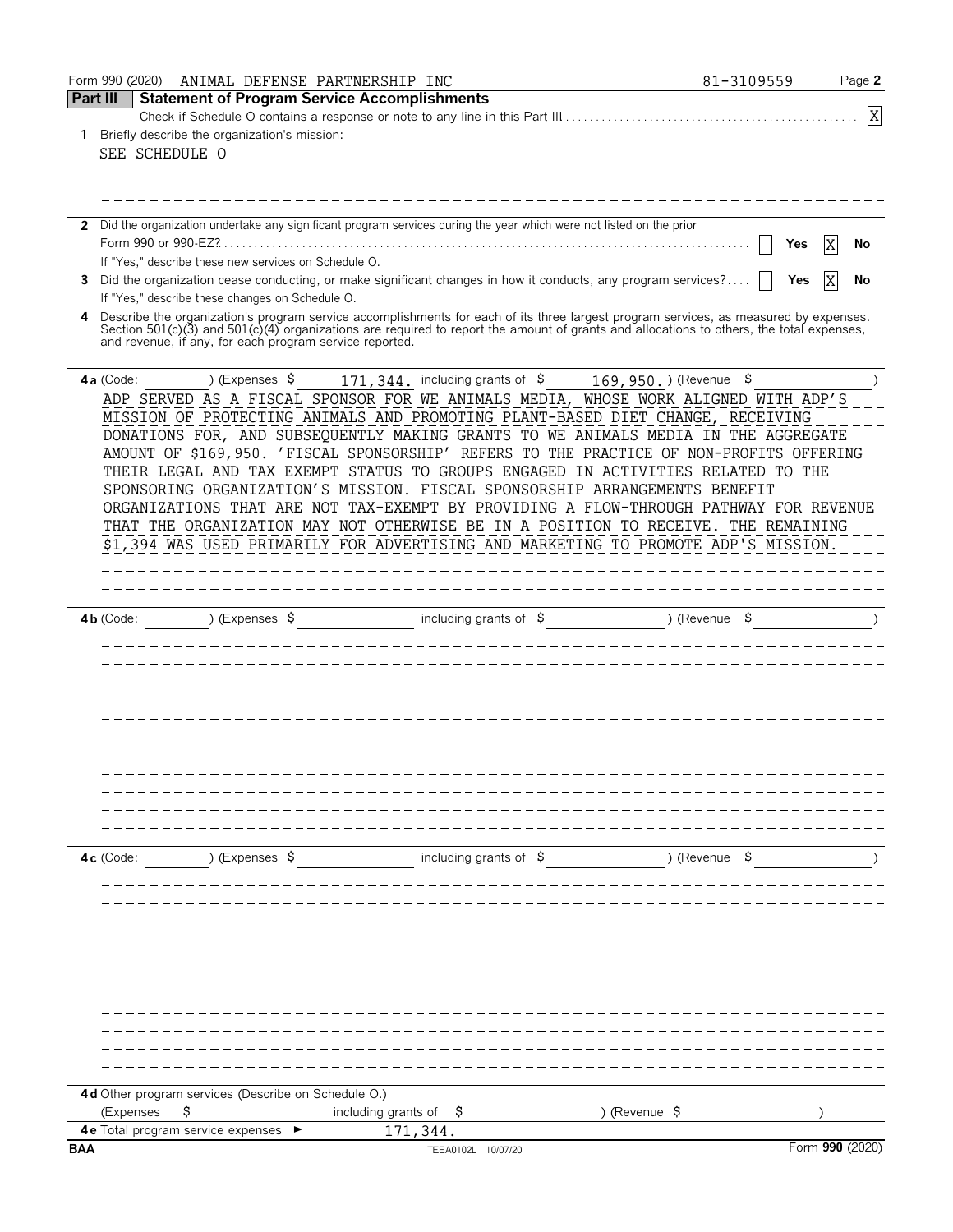Form 990 (2020) ANIMAL DEFENSE PARTNERSHIP INC 81-3109559

## Part III Statement of Program Service Accomplishments

Check if Schedule O contains a response or note to any line in this Part III [X]

**1** Briefly describe the organization's mission:

SEE SCHEDULE O

**2** Did the organization undertake any significant program services during the year which were not listed on the prior Form 990 or 990-EZ? [ ] Yes [X] No

If "Yes," describe these new services on Schedule O.

**3** Did the organization cease conducting, or make significant changes in how it conducts, any program services? [ ] Yes [X] No

If "Yes," describe these changes on Schedule O.

**4** Describe the organization's program service accomplishments for each of its three largest program services, as measured by expenses. Section 501(c)(3) and 501(c)(4) organizations are required to report the amount of grants and allocations to others, the total expenses, and revenue, if any, for each program service reported.

**4a** (Code: ) (Expenses $ 171,344. including grants of $ 169,950. ) (Revenue $ )

ADP SERVED AS A FISCAL SPONSOR FOR WE ANIMALS MEDIA, WHOSE WORK ALIGNED WITH ADP'S MISSION OF PROTECTING ANIMALS AND PROMOTING PLANT-BASED DIET CHANGE, RECEIVING DONATIONS FOR, AND SUBSEQUENTLY MAKING GRANTS TO WE ANIMALS MEDIA IN THE AGGREGATE AMOUNT OF $169,950. 'FISCAL SPONSORSHIP' REFERS TO THE PRACTICE OF NON-PROFITS OFFERING THEIR LEGAL AND TAX EXEMPT STATUS TO GROUPS ENGAGED IN ACTIVITIES RELATED TO THE SPONSORING ORGANIZATION'S MISSION. FISCAL SPONSORSHIP ARRANGEMENTS BENEFIT ORGANIZATIONS THAT ARE NOT TAX-EXEMPT BY PROVIDING A FLOW-THROUGH PATHWAY FOR REVENUE THAT THE ORGANIZATION MAY NOT OTHERWISE BE IN A POSITION TO RECEIVE. THE REMAINING $1,394 WAS USED PRIMARILY FOR ADVERTISING AND MARKETING TO PROMOTE ADP'S MISSION.

**4b** (Code: ) (Expenses $ including grants of $ ) (Revenue $ )

**4c** (Code: ) (Expenses $ including grants of $ ) (Revenue $ )

**4d** Other program services (Describe on Schedule O.)

(Expenses $ including grants of $ ) (Revenue $ )

**4e** Total program service expenses ► 171,344.

BAA TEEA0102L 10/07/20 Form **990** (2020)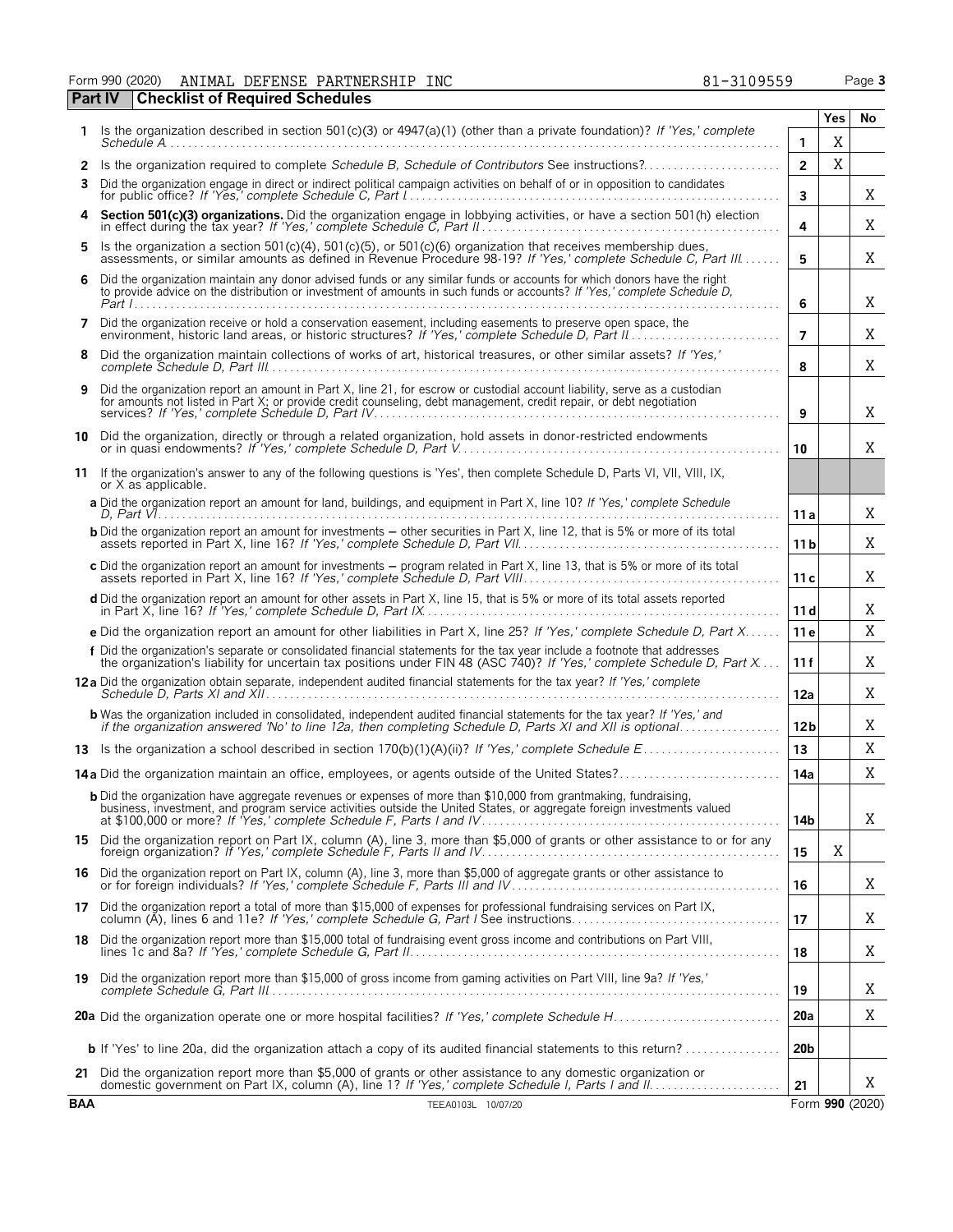Form 990 (2020) ANIMAL DEFENSE PARTNERSHIP INC 81-3109559

## Part IV Checklist of Required Schedules

| | | | Yes | No |
|---|---|---|---|---|
| 1 | Is the organization described in section 501(c)(3) or 4947(a)(1) (other than a private foundation)? *If 'Yes,' complete Schedule A* | 1 | X | |
| 2 | Is the organization required to complete *Schedule B, Schedule of Contributors* See instructions? | 2 | X | |
| 3 | Did the organization engage in direct or indirect political campaign activities on behalf of or in opposition to candidates for public office? *If 'Yes,' complete Schedule C, Part I* | 3 | | X |
| 4 | **Section 501(c)(3) organizations.** Did the organization engage in lobbying activities, or have a section 501(h) election in effect during the tax year? *If 'Yes,' complete Schedule C, Part II* | 4 | | X |
| 5 | Is the organization a section 501(c)(4), 501(c)(5), or 501(c)(6) organization that receives membership dues, assessments, or similar amounts as defined in Revenue Procedure 98-19? *If 'Yes,' complete Schedule C, Part III* | 5 | | X |
| 6 | Did the organization maintain any donor advised funds or any similar funds or accounts for which donors have the right to provide advice on the distribution or investment of amounts in such funds or accounts? *If 'Yes,' complete Schedule D, Part I* | 6 | | X |
| 7 | Did the organization receive or hold a conservation easement, including easements to preserve open space, the environment, historic land areas, or historic structures? *If 'Yes,' complete Schedule D, Part II* | 7 | | X |
| 8 | Did the organization maintain collections of works of art, historical treasures, or other similar assets? *If 'Yes,' complete Schedule D, Part III* | 8 | | X |
| 9 | Did the organization report an amount in Part X, line 21, for escrow or custodial account liability, serve as a custodian for amounts not listed in Part X; or provide credit counseling, debt management, credit repair, or debt negotiation services? *If 'Yes,' complete Schedule D, Part IV* | 9 | | X |
| 10 | Did the organization, directly or through a related organization, hold assets in donor-restricted endowments or in quasi endowments? *If 'Yes,' complete Schedule D, Part V* | 10 | | X |
| 11 | If the organization's answer to any of the following questions is 'Yes', then complete Schedule D, Parts VI, VII, VIII, IX, or X as applicable. | | | |
| | **a** Did the organization report an amount for land, buildings, and equipment in Part X, line 10? *If 'Yes,' complete Schedule D, Part VI* | 11a | | X |
| | **b** Did the organization report an amount for investments – other securities in Part X, line 12, that is 5% or more of its total assets reported in Part X, line 16? *If 'Yes,' complete Schedule D, Part VII* | 11b | | X |
| | **c** Did the organization report an amount for investments – program related in Part X, line 13, that is 5% or more of its total assets reported in Part X, line 16? *If 'Yes,' complete Schedule D, Part VIII* | 11c | | X |
| | **d** Did the organization report an amount for other assets in Part X, line 15, that is 5% or more of its total assets reported in Part X, line 16? *If 'Yes,' complete Schedule D, Part IX* | 11d | | X |
| | **e** Did the organization report an amount for other liabilities in Part X, line 25? *If 'Yes,' complete Schedule D, Part X* | 11e | | X |
| | **f** Did the organization's separate or consolidated financial statements for the tax year include a footnote that addresses the organization's liability for uncertain tax positions under FIN 48 (ASC 740)? *If 'Yes,' complete Schedule D, Part X* | 11f | | X |
| 12a | Did the organization obtain separate, independent audited financial statements for the tax year? *If 'Yes,' complete Schedule D, Parts XI and XII* | 12a | | X |
| | **b** Was the organization included in consolidated, independent audited financial statements for the tax year? *If 'Yes,' and if the organization answered 'No' to line 12a, then completing Schedule D, Parts XI and XII is optional* | 12b | | X |
| 13 | Is the organization a school described in section 170(b)(1)(A)(ii)? *If 'Yes,' complete Schedule E* | 13 | | X |
| 14a | Did the organization maintain an office, employees, or agents outside of the United States? | 14a | | X |
| | **b** Did the organization have aggregate revenues or expenses of more than $10,000 from grantmaking, fundraising, business, investment, and program service activities outside the United States, or aggregate foreign investments valued at $100,000 or more? *If 'Yes,' complete Schedule F, Parts I and IV* | 14b | | X |
| 15 | Did the organization report on Part IX, column (A), line 3, more than $5,000 of grants or other assistance to or for any foreign organization? *If 'Yes,' complete Schedule F, Parts II and IV* | 15 | X | |
| 16 | Did the organization report on Part IX, column (A), line 3, more than $5,000 of aggregate grants or other assistance to or for foreign individuals? *If 'Yes,' complete Schedule F, Parts III and IV* | 16 | | X |
| 17 | Did the organization report a total of more than $15,000 of expenses for professional fundraising services on Part IX, column (A), lines 6 and 11e? *If 'Yes,' complete Schedule G, Part I* See instructions | 17 | | X |
| 18 | Did the organization report more than $15,000 total of fundraising event gross income and contributions on Part VIII, lines 1c and 8a? *If 'Yes,' complete Schedule G, Part II* | 18 | | X |
| 19 | Did the organization report more than $15,000 of gross income from gaming activities on Part VIII, line 9a? *If 'Yes,' complete Schedule G, Part III* | 19 | | X |
| 20a | Did the organization operate one or more hospital facilities? *If 'Yes,' complete Schedule H* | 20a | | X |
| | **b** If 'Yes' to line 20a, did the organization attach a copy of its audited financial statements to this return? | 20b | | |
| 21 | Did the organization report more than $5,000 of grants or other assistance to any domestic organization or domestic government on Part IX, column (A), line 1? *If 'Yes,' complete Schedule I, Parts I and II* | 21 | | X |

BAA TEEA0103L 10/07/20 Form **990** (2020)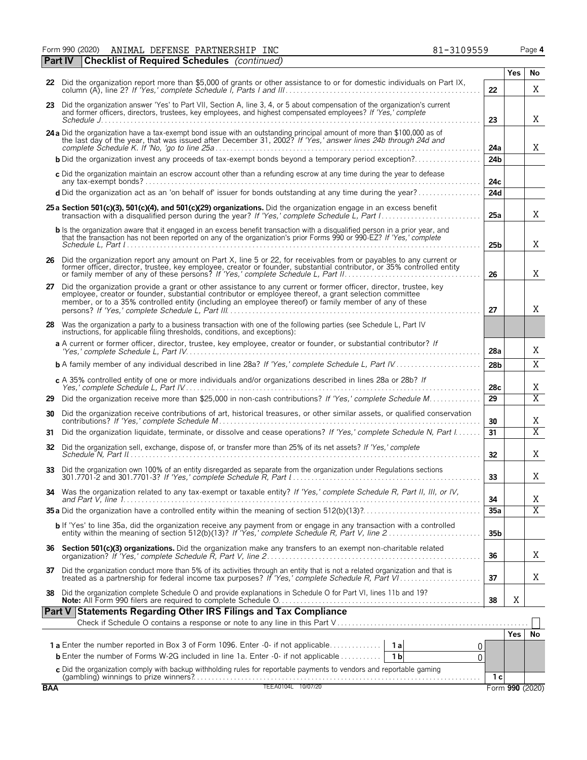Form 990 (2020) ANIMAL DEFENSE PARTNERSHIP INC 81-3109559 Page 4

**Part IV Checklist of Required Schedules** *(continued)*

| | | | Yes | No |
|---|---|---|---|---|
| **22** | Did the organization report more than $5,000 of grants or other assistance to or for domestic individuals on Part IX, column (A), line 2? *If 'Yes,' complete Schedule I, Parts I and III* | 22 | | X |
| **23** | Did the organization answer 'Yes' to Part VII, Section A, line 3, 4, or 5 about compensation of the organization's current and former officers, directors, trustees, key employees, and highest compensated employees? *If 'Yes,' complete Schedule J* | 23 | | X |
| **24a** | Did the organization have a tax-exempt bond issue with an outstanding principal amount of more than $100,000 as of the last day of the year, that was issued after December 31, 2002? *If 'Yes,' answer lines 24b through 24d and complete Schedule K. If 'No,' go to line 25a* | 24a | | X |
| **b** | Did the organization invest any proceeds of tax-exempt bonds beyond a temporary period exception? | 24b | | |
| **c** | Did the organization maintain an escrow account other than a refunding escrow at any time during the year to defease any tax-exempt bonds? | 24c | | |
| **d** | Did the organization act as an 'on behalf of' issuer for bonds outstanding at any time during the year? | 24d | | |
| **25a** | **Section 501(c)(3), 501(c)(4), and 501(c)(29) organizations.** Did the organization engage in an excess benefit transaction with a disqualified person during the year? *If 'Yes,' complete Schedule L, Part I* | 25a | | X |
| **b** | Is the organization aware that it engaged in an excess benefit transaction with a disqualified person in a prior year, and that the transaction has not been reported on any of the organization's prior Forms 990 or 990-EZ? *If 'Yes,' complete Schedule L, Part I* | 25b | | X |
| **26** | Did the organization report any amount on Part X, line 5 or 22, for receivables from or payables to any current or former officer, director, trustee, key employee, creator or founder, substantial contributor, or 35% controlled entity or family member of any of these persons? *If 'Yes,' complete Schedule L, Part II* | 26 | | X |
| **27** | Did the organization provide a grant or other assistance to any current or former officer, director, trustee, key employee, creator or founder, substantial contributor or employee thereof, a grant selection committee member, or to a 35% controlled entity (including an employee thereof) or family member of any of these persons? *If 'Yes,' complete Schedule L, Part III* | 27 | | X |
| **28** | Was the organization a party to a business transaction with one of the following parties (see Schedule L, Part IV instructions, for applicable filing thresholds, conditions, and exceptions): | | | |
| **a** | A current or former officer, director, trustee, key employee, creator or founder, or substantial contributor? *If 'Yes,' complete Schedule L, Part IV* | 28a | | X |
| **b** | A family member of any individual described in line 28a? *If 'Yes,' complete Schedule L, Part IV* | 28b | | X |
| **c** | A 35% controlled entity of one or more individuals and/or organizations described in lines 28a or 28b? *If Yes,' complete Schedule L, Part IV* | 28c | | X |
| **29** | Did the organization receive more than $25,000 in non-cash contributions? *If 'Yes,' complete Schedule M* | 29 | | X |
| **30** | Did the organization receive contributions of art, historical treasures, or other similar assets, or qualified conservation contributions? *If 'Yes,' complete Schedule M* | 30 | | X |
| **31** | Did the organization liquidate, terminate, or dissolve and cease operations? *If 'Yes,' complete Schedule N, Part I* | 31 | | X |
| **32** | Did the organization sell, exchange, dispose of, or transfer more than 25% of its net assets? *If 'Yes,' complete Schedule N, Part II* | 32 | | X |
| **33** | Did the organization own 100% of an entity disregarded as separate from the organization under Regulations sections 301.7701-2 and 301.7701-3? *If 'Yes,' complete Schedule R, Part I* | 33 | | X |
| **34** | Was the organization related to any tax-exempt or taxable entity? *If 'Yes,' complete Schedule R, Part II, III, or IV, and Part V, line 1* | 34 | | X |
| **35a** | Did the organization have a controlled entity within the meaning of section 512(b)(13)? | 35a | | X |
| **b** | If 'Yes' to line 35a, did the organization receive any payment from or engage in any transaction with a controlled entity within the meaning of section 512(b)(13)? *If 'Yes,' complete Schedule R, Part V, line 2* | 35b | | |
| **36** | **Section 501(c)(3) organizations.** Did the organization make any transfers to an exempt non-charitable related organization? *If 'Yes,' complete Schedule R, Part V, line 2* | 36 | | X |
| **37** | Did the organization conduct more than 5% of its activities through an entity that is not a related organization and that is treated as a partnership for federal income tax purposes? *If 'Yes,' complete Schedule R, Part VI* | 37 | | X |
| **38** | Did the organization complete Schedule O and provide explanations in Schedule O for Part VI, lines 11b and 19? **Note:** All Form 990 filers are required to complete Schedule O. | 38 | X | |

**Part V Statements Regarding Other IRS Filings and Tax Compliance**

Check if Schedule O contains a response or note to any line in this Part V ☐

| | | | | | Yes | No |
|---|---|---|---|---|---|---|
| **1a** | Enter the number reported in Box 3 of Form 1096. Enter -0- if not applicable | 1a | 0 | | | |
| **b** | Enter the number of Forms W-2G included in line 1a. Enter -0- if not applicable | 1b | 0 | | | |
| **c** | Did the organization comply with backup withholding rules for reportable payments to vendors and reportable gaming (gambling) winnings to prize winners? | | | 1c | | |

BAA TEEA0104L 10/07/20 Form **990** (2020)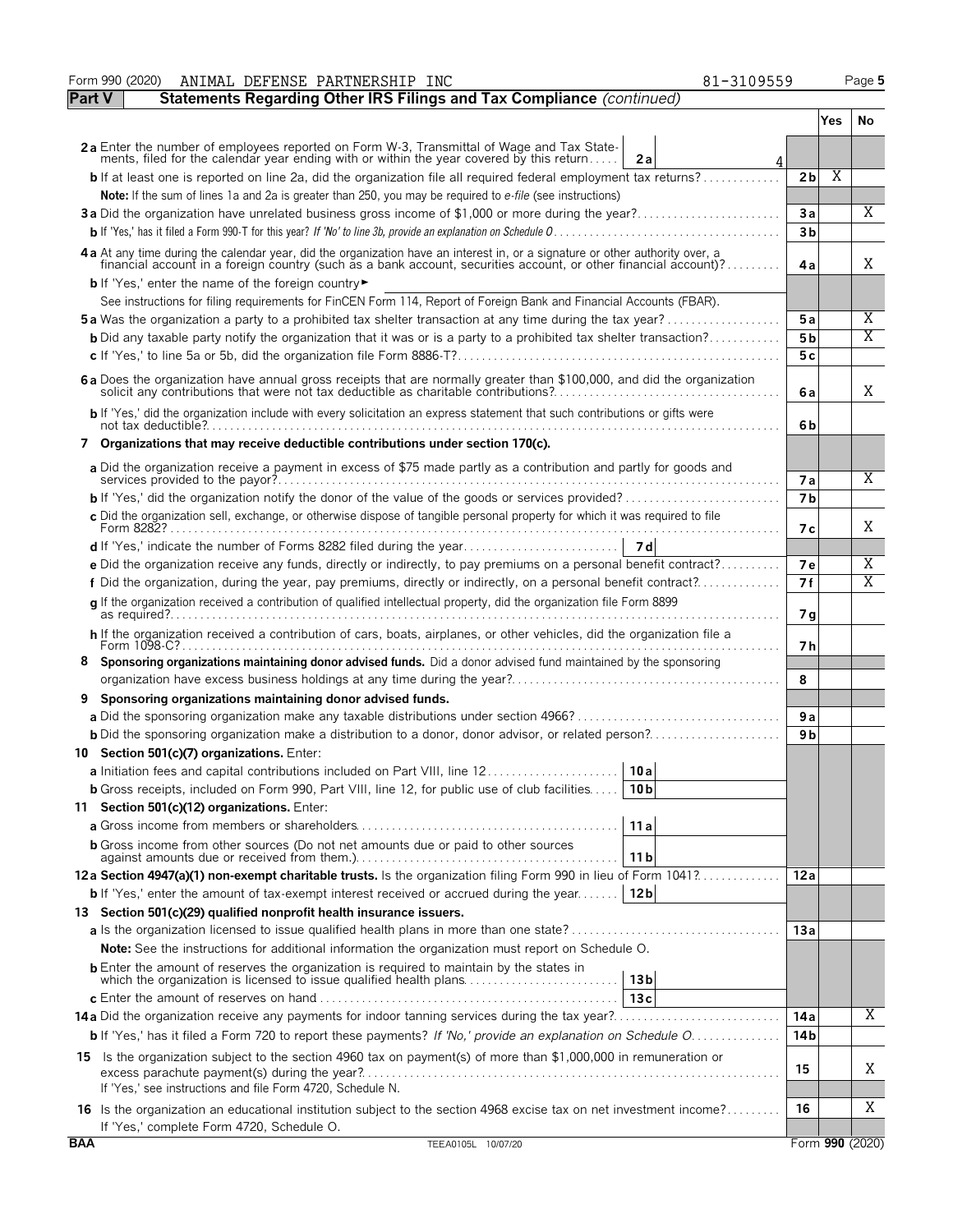Form 990 (2020) ANIMAL DEFENSE PARTNERSHIP INC 81-3109559 Page **5**

## Part V Statements Regarding Other IRS Filings and Tax Compliance *(continued)*

| | | | Yes | No |
|---|---|---|---|---|
| **2a** Enter the number of employees reported on Form W-3, Transmittal of Wage and Tax Statements, filed for the calendar year ending with or within the year covered by this return | **2a** 4 | | | |
| **b** If at least one is reported on line 2a, did the organization file all required federal employment tax returns? | | **2b** | X | |
| **Note:** If the sum of lines 1a and 2a is greater than 250, you may be required to *e-file* (see instructions) | | | | |
| **3a** Did the organization have unrelated business gross income of $1,000 or more during the year? | | **3a** | | X |
| **b** If 'Yes,' has it filed a Form 990-T for this year? *If 'No' to line 3b, provide an explanation on Schedule O* | | **3b** | | |
| **4a** At any time during the calendar year, did the organization have an interest in, or a signature or other authority over, a financial account in a foreign country (such as a bank account, securities account, or other financial account)? | | **4a** | | X |
| **b** If 'Yes,' enter the name of the foreign country ► | | | | |
| See instructions for filing requirements for FinCEN Form 114, Report of Foreign Bank and Financial Accounts (FBAR). | | | | |
| **5a** Was the organization a party to a prohibited tax shelter transaction at any time during the tax year? | | **5a** | | X |
| **b** Did any taxable party notify the organization that it was or is a party to a prohibited tax shelter transaction? | | **5b** | | X |
| **c** If 'Yes,' to line 5a or 5b, did the organization file Form 8886-T? | | **5c** | | |
| **6a** Does the organization have annual gross receipts that are normally greater than $100,000, and did the organization solicit any contributions that were not tax deductible as charitable contributions? | | **6a** | | X |
| **b** If 'Yes,' did the organization include with every solicitation an express statement that such contributions or gifts were not tax deductible? | | **6b** | | |
| **7 Organizations that may receive deductible contributions under section 170(c).** | | | | |
| **a** Did the organization receive a payment in excess of $75 made partly as a contribution and partly for goods and services provided to the payor? | | **7a** | | X |
| **b** If 'Yes,' did the organization notify the donor of the value of the goods or services provided? | | **7b** | | |
| **c** Did the organization sell, exchange, or otherwise dispose of tangible personal property for which it was required to file Form 8282? | | **7c** | | X |
| **d** If 'Yes,' indicate the number of Forms 8282 filed during the year | **7d** | | | |
| **e** Did the organization receive any funds, directly or indirectly, to pay premiums on a personal benefit contract? | | **7e** | | X |
| **f** Did the organization, during the year, pay premiums, directly or indirectly, on a personal benefit contract? | | **7f** | | X |
| **g** If the organization received a contribution of qualified intellectual property, did the organization file Form 8899 as required? | | **7g** | | |
| **h** If the organization received a contribution of cars, boats, airplanes, or other vehicles, did the organization file a Form 1098-C? | | **7h** | | |
| **8 Sponsoring organizations maintaining donor advised funds.** Did a donor advised fund maintained by the sponsoring organization have excess business holdings at any time during the year? | | **8** | | |
| **9 Sponsoring organizations maintaining donor advised funds.** | | | | |
| **a** Did the sponsoring organization make any taxable distributions under section 4966? | | **9a** | | |
| **b** Did the sponsoring organization make a distribution to a donor, donor advisor, or related person? | | **9b** | | |
| **10 Section 501(c)(7) organizations.** Enter: | | | | |
| **a** Initiation fees and capital contributions included on Part VIII, line 12 | **10a** | | | |
| **b** Gross receipts, included on Form 990, Part VIII, line 12, for public use of club facilities | **10b** | | | |
| **11 Section 501(c)(12) organizations.** Enter: | | | | |
| **a** Gross income from members or shareholders | **11a** | | | |
| **b** Gross income from other sources (Do not net amounts due or paid to other sources against amounts due or received from them.) | **11b** | | | |
| **12a Section 4947(a)(1) non-exempt charitable trusts.** Is the organization filing Form 990 in lieu of Form 1041? | | **12a** | | |
| **b** If 'Yes,' enter the amount of tax-exempt interest received or accrued during the year | **12b** | | | |
| **13 Section 501(c)(29) qualified nonprofit health insurance issuers.** | | | | |
| **a** Is the organization licensed to issue qualified health plans in more than one state? | | **13a** | | |
| **Note:** See the instructions for additional information the organization must report on Schedule O. | | | | |
| **b** Enter the amount of reserves the organization is required to maintain by the states in which the organization is licensed to issue qualified health plans | **13b** | | | |
| **c** Enter the amount of reserves on hand | **13c** | | | |
| **14a** Did the organization receive any payments for indoor tanning services during the tax year? | | **14a** | | X |
| **b** If 'Yes,' has it filed a Form 720 to report these payments? *If 'No,' provide an explanation on Schedule O* | | **14b** | | |
| **15** Is the organization subject to the section 4960 tax on payment(s) of more than $1,000,000 in remuneration or excess parachute payment(s) during the year? If 'Yes,' see instructions and file Form 4720, Schedule N. | | **15** | | X |
| **16** Is the organization an educational institution subject to the section 4968 excise tax on net investment income? If 'Yes,' complete Form 4720, Schedule O. | | **16** | | X |

BAA TEEA0105L 10/07/20 Form **990** (2020)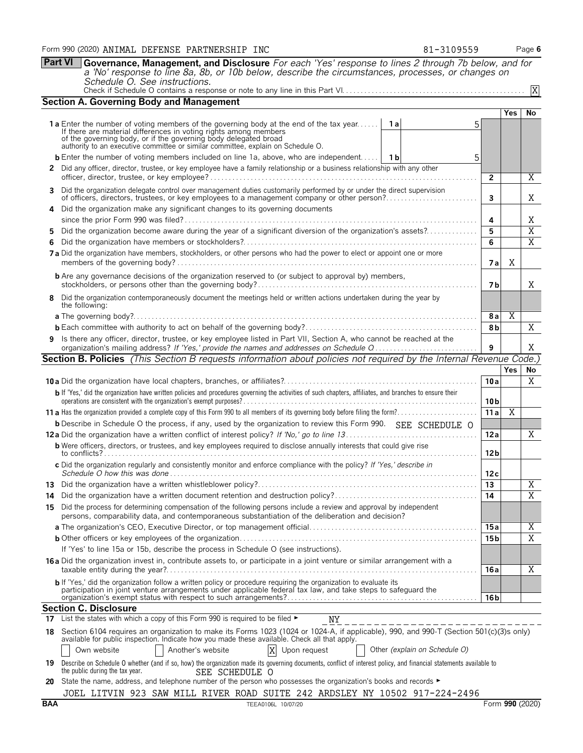Form 990 (2020) ANIMAL DEFENSE PARTNERSHIP INC 81-3109559 Page **6**

## Part VI Governance, Management, and Disclosure

*For each 'Yes' response to lines 2 through 7b below, and for a 'No' response to line 8a, 8b, or 10b below, describe the circumstances, processes, or changes on Schedule O. See instructions.*

Check if Schedule O contains a response or note to any line in this Part VI. [X]

### Section A. Governing Body and Management

| | | | Yes | No |
|---|---|---|---|---|
| **1a** | Enter the number of voting members of the governing body at the end of the tax year. If there are material differences in voting rights among members of the governing body, or if the governing body delegated broad authority to an executive committee or similar committee, explain on Schedule O. — **1a** 5 | | | |
| **b** | Enter the number of voting members included on line 1a, above, who are independent. — **1b** 5 | | | |
| **2** | Did any officer, director, trustee, or key employee have a family relationship or a business relationship with any other officer, director, trustee, or key employee? | 2 | | X |
| **3** | Did the organization delegate control over management duties customarily performed by or under the direct supervision of officers, directors, trustees, or key employees to a management company or other person? | 3 | | X |
| **4** | Did the organization make any significant changes to its governing documents since the prior Form 990 was filed? | 4 | | X |
| **5** | Did the organization become aware during the year of a significant diversion of the organization's assets? | 5 | | X |
| **6** | Did the organization have members or stockholders? | 6 | | X |
| **7a** | Did the organization have members, stockholders, or other persons who had the power to elect or appoint one or more members of the governing body? | 7a | X | |
| **b** | Are any governance decisions of the organization reserved to (or subject to approval by) members, stockholders, or persons other than the governing body? | 7b | | X |
| **8** | Did the organization contemporaneously document the meetings held or written actions undertaken during the year by the following: | | | |
| **a** | The governing body? | 8a | X | |
| **b** | Each committee with authority to act on behalf of the governing body? | 8b | | X |
| **9** | Is there any officer, director, trustee, or key employee listed in Part VII, Section A, who cannot be reached at the organization's mailing address? *If 'Yes,' provide the names and addresses on Schedule O* | 9 | | X |

### Section B. Policies *(This Section B requests information about policies not required by the Internal Revenue Code.)*

| | | | Yes | No |
|---|---|---|---|---|
| **10a** | Did the organization have local chapters, branches, or affiliates? | 10a | | X |
| **b** | If 'Yes,' did the organization have written policies and procedures governing the activities of such chapters, affiliates, and branches to ensure their operations are consistent with the organization's exempt purposes? | 10b | | |
| **11a** | Has the organization provided a complete copy of this Form 990 to all members of its governing body before filing the form? | 11a | X | |
| **b** | Describe in Schedule O the process, if any, used by the organization to review this Form 990. SEE SCHEDULE O | | | |
| **12a** | Did the organization have a written conflict of interest policy? *If 'No,' go to line 13* | 12a | | X |
| **b** | Were officers, directors, or trustees, and key employees required to disclose annually interests that could give rise to conflicts? | 12b | | |
| **c** | Did the organization regularly and consistently monitor and enforce compliance with the policy? *If 'Yes,' describe in Schedule O how this was done* | 12c | | |
| **13** | Did the organization have a written whistleblower policy? | 13 | | X |
| **14** | Did the organization have a written document retention and destruction policy? | 14 | | X |
| **15** | Did the process for determining compensation of the following persons include a review and approval by independent persons, comparability data, and contemporaneous substantiation of the deliberation and decision? | | | |
| **a** | The organization's CEO, Executive Director, or top management official | 15a | | X |
| **b** | Other officers or key employees of the organization | 15b | | X |
| | If 'Yes' to line 15a or 15b, describe the process in Schedule O (see instructions). | | | |
| **16a** | Did the organization invest in, contribute assets to, or participate in a joint venture or similar arrangement with a taxable entity during the year? | 16a | | X |
| **b** | If 'Yes,' did the organization follow a written policy or procedure requiring the organization to evaluate its participation in joint venture arrangements under applicable federal tax law, and take steps to safeguard the organization's exempt status with respect to such arrangements? | 16b | | |

### Section C. Disclosure

**17** List the states with which a copy of this Form 990 is required to be filed ► NY

**18** Section 6104 requires an organization to make its Forms 1023 (1024 or 1024-A, if applicable), 990, and 990-T (Section 501(c)(3)s only) available for public inspection. Indicate how you made these available. Check all that apply.

[ ] Own website [ ] Another's website [X] Upon request [ ] Other *(explain on Schedule O)*

**19** Describe on Schedule O whether (and if so, how) the organization made its governing documents, conflict of interest policy, and financial statements available to the public during the tax year. SEE SCHEDULE O

**20** State the name, address, and telephone number of the person who possesses the organization's books and records ►

JOEL LITVIN 923 SAW MILL RIVER ROAD SUITE 242 ARDSLEY NY 10502 917-224-2496

BAA TEEA0106L 10/07/20 Form **990** (2020)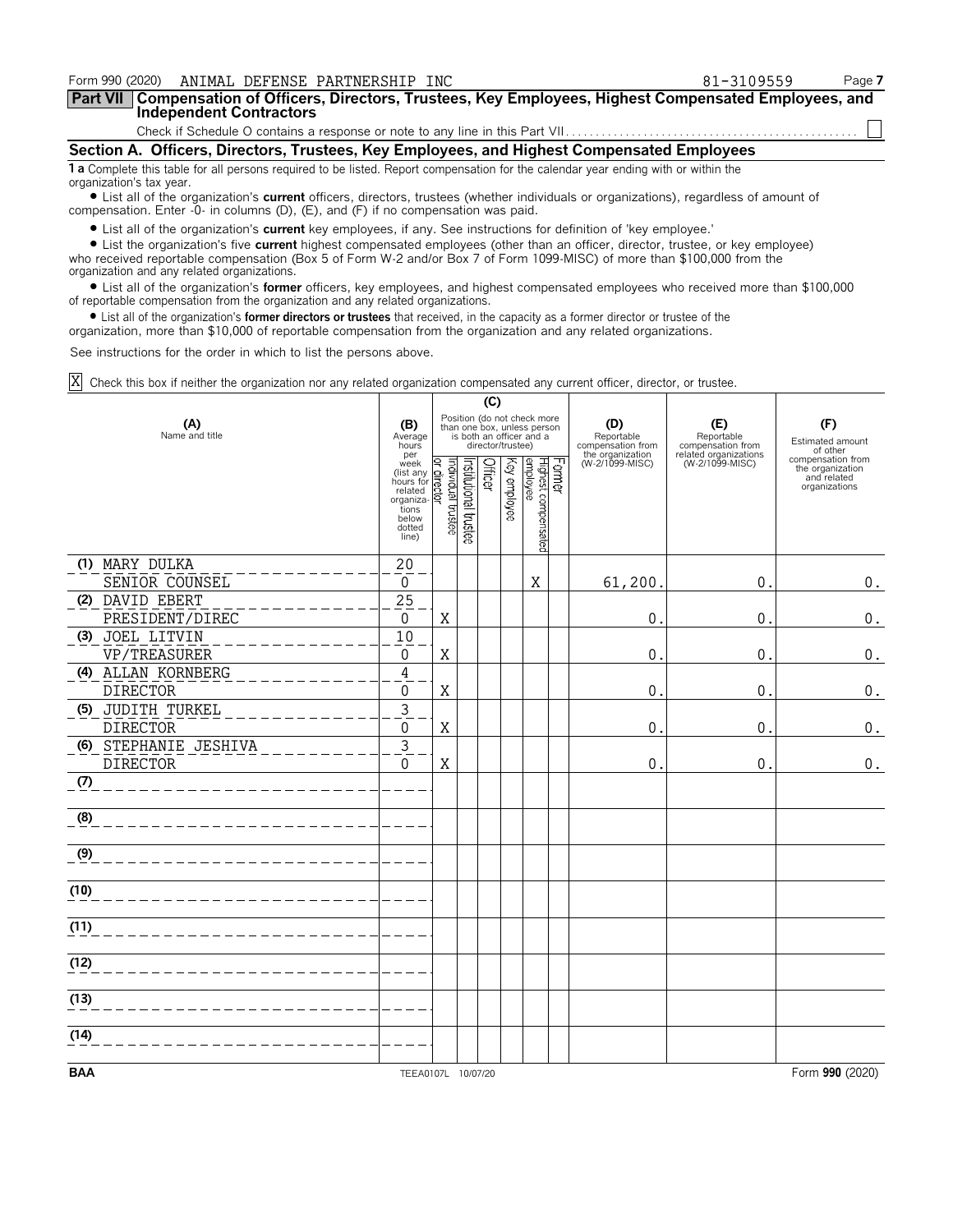Form 990 (2020) ANIMAL DEFENSE PARTNERSHIP INC 81-3109559 Page 7

**Part VII Compensation of Officers, Directors, Trustees, Key Employees, Highest Compensated Employees, and Independent Contractors**

Check if Schedule O contains a response or note to any line in this Part VII. . . . . . . . . . . . . . . . . . . . . . . . . . . . . . . . . . . . . . . . . . . . . . . . . . [ ]

## Section A. Officers, Directors, Trustees, Key Employees, and Highest Compensated Employees

**1 a** Complete this table for all persons required to be listed. Report compensation for the calendar year ending with or within the organization's tax year.

- List all of the organization's **current** officers, directors, trustees (whether individuals or organizations), regardless of amount of compensation. Enter -0- in columns (D), (E), and (F) if no compensation was paid.
- List all of the organization's **current** key employees, if any. See instructions for definition of 'key employee.'
- List the organization's five **current** highest compensated employees (other than an officer, director, trustee, or key employee) who received reportable compensation (Box 5 of Form W-2 and/or Box 7 of Form 1099-MISC) of more than $100,000 from the organization and any related organizations.
- List all of the organization's **former** officers, key employees, and highest compensated employees who received more than $100,000 of reportable compensation from the organization and any related organizations.
- List all of the organization's **former directors or trustees** that received, in the capacity as a former director or trustee of the organization, more than $10,000 of reportable compensation from the organization and any related organizations.

See instructions for the order in which to list the persons above.

[X] Check this box if neither the organization nor any related organization compensated any current officer, director, or trustee.

| (A) Name and title | (B) Average hours per week (list any hours for related organizations below dotted line) | (C) Position: Individual trustee or director | Institutional trustee | Officer | Key employee | Highest compensated employee | Former | (D) Reportable compensation from the organization (W-2/1099-MISC) | (E) Reportable compensation from related organizations (W-2/1099-MISC) | (F) Estimated amount of other compensation from the organization and related organizations |
|---|---|---|---|---|---|---|---|---|---|---|
| (1) MARY DULKA<br>SENIOR COUNSEL | 20<br>0 | | | | | X | | 61,200. | 0. | 0. |
| (2) DAVID EBERT<br>PRESIDENT/DIREC | 25<br>0 | X | | | | | | 0. | 0. | 0. |
| (3) JOEL LITVIN<br>VP/TREASURER | 10<br>0 | X | | | | | | 0. | 0. | 0. |
| (4) ALLAN KORNBERG<br>DIRECTOR | 4<br>0 | X | | | | | | 0. | 0. | 0. |
| (5) JUDITH TURKEL<br>DIRECTOR | 3<br>0 | X | | | | | | 0. | 0. | 0. |
| (6) STEPHANIE JESHIVA<br>DIRECTOR | 3<br>0 | X | | | | | | 0. | 0. | 0. |
| (7) | | | | | | | | | | |
| (8) | | | | | | | | | | |
| (9) | | | | | | | | | | |
| (10) | | | | | | | | | | |
| (11) | | | | | | | | | | |
| (12) | | | | | | | | | | |
| (13) | | | | | | | | | | |
| (14) | | | | | | | | | | |

BAA TEEA0107L 10/07/20 Form 990 (2020)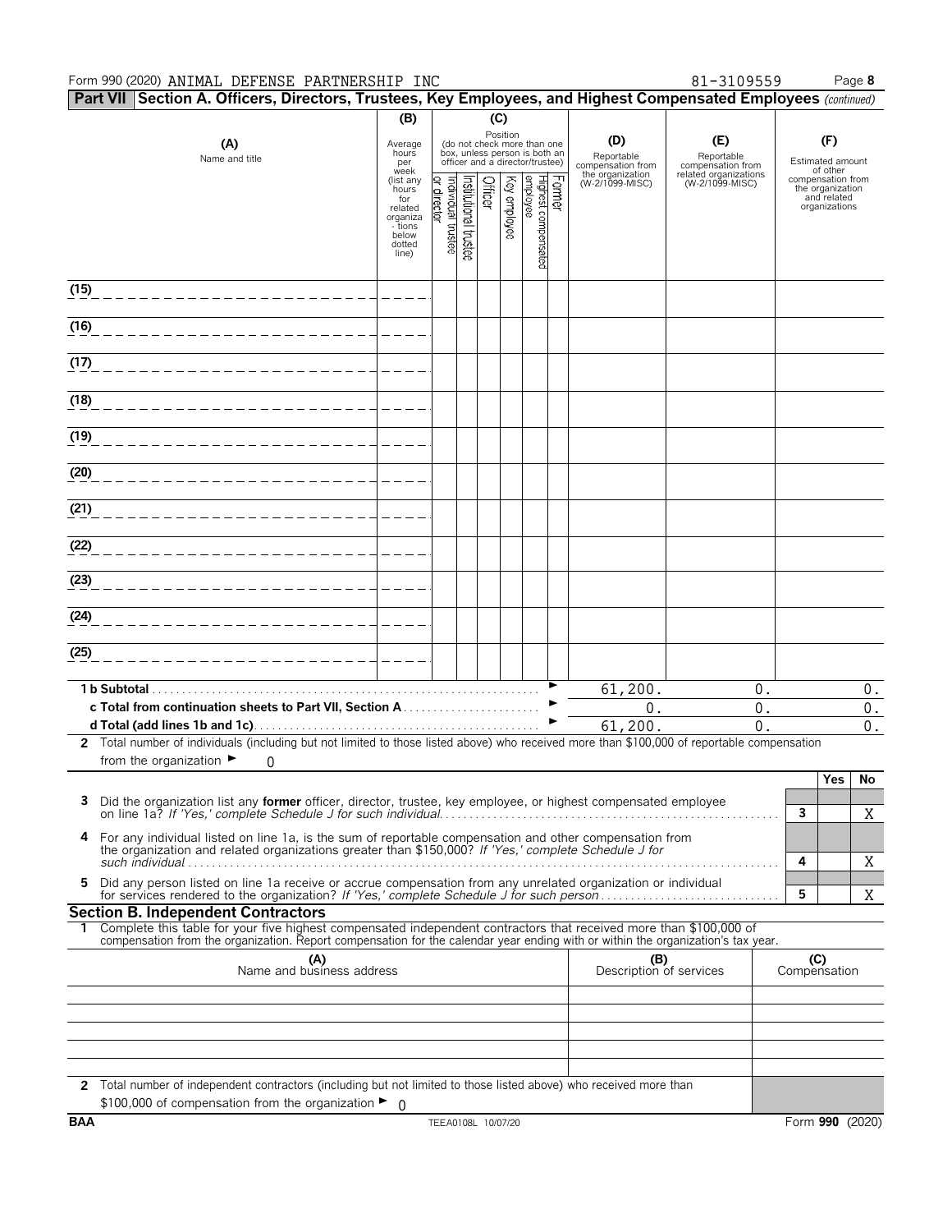Form 990 (2020) ANIMAL DEFENSE PARTNERSHIP INC 81-3109559

## Part VII Section A. Officers, Directors, Trustees, Key Employees, and Highest Compensated Employees *(continued)*

| (A) Name and title | (B) Average hours per week (list any hours for related organizations below dotted line) | (C) Position: Individual trustee or director | Institutional trustee | Officer | Key employee | Highest compensated employee | Former | (D) Reportable compensation from the organization (W-2/1099-MISC) | (E) Reportable compensation from related organizations (W-2/1099-MISC) | (F) Estimated amount of other compensation from the organization and related organizations |
|---|---|---|---|---|---|---|---|---|---|---|
| (15) | | | | | | | | | | |
| (16) | | | | | | | | | | |
| (17) | | | | | | | | | | |
| (18) | | | | | | | | | | |
| (19) | | | | | | | | | | |
| (20) | | | | | | | | | | |
| (21) | | | | | | | | | | |
| (22) | | | | | | | | | | |
| (23) | | | | | | | | | | |
| (24) | | | | | | | | | | |
| (25) | | | | | | | | | | |
| **1 b Subtotal** | | | | | | | | 61,200. | 0. | 0. |
| **c Total from continuation sheets to Part VII, Section A** | | | | | | | | 0. | 0. | 0. |
| **d Total (add lines 1b and 1c)** | | | | | | | | 61,200. | 0. | 0. |

**2** Total number of individuals (including but not limited to those listed above) who received more than $100,000 of reportable compensation from the organization ► 0

| | | | Yes | No |
|---|---|---|---|---|
| **3** | Did the organization list any **former** officer, director, trustee, key employee, or highest compensated employee on line 1a? *If 'Yes,' complete Schedule J for such individual* | 3 | | X |
| **4** | For any individual listed on line 1a, is the sum of reportable compensation and other compensation from the organization and related organizations greater than $150,000? *If 'Yes,' complete Schedule J for such individual* | 4 | | X |
| **5** | Did any person listed on line 1a receive or accrue compensation from any unrelated organization or individual for services rendered to the organization? *If 'Yes,' complete Schedule J for such person* | 5 | | X |

### Section B. Independent Contractors

**1** Complete this table for your five highest compensated independent contractors that received more than $100,000 of compensation from the organization. Report compensation for the calendar year ending with or within the organization's tax year.

| (A) Name and business address | (B) Description of services | (C) Compensation |
|---|---|---|
| | | |
| | | |
| | | |
| | | |
| | | |

**2** Total number of independent contractors (including but not limited to those listed above) who received more than $100,000 of compensation from the organization ► 0

BAA TEEA0108L 10/07/20 Form **990** (2020)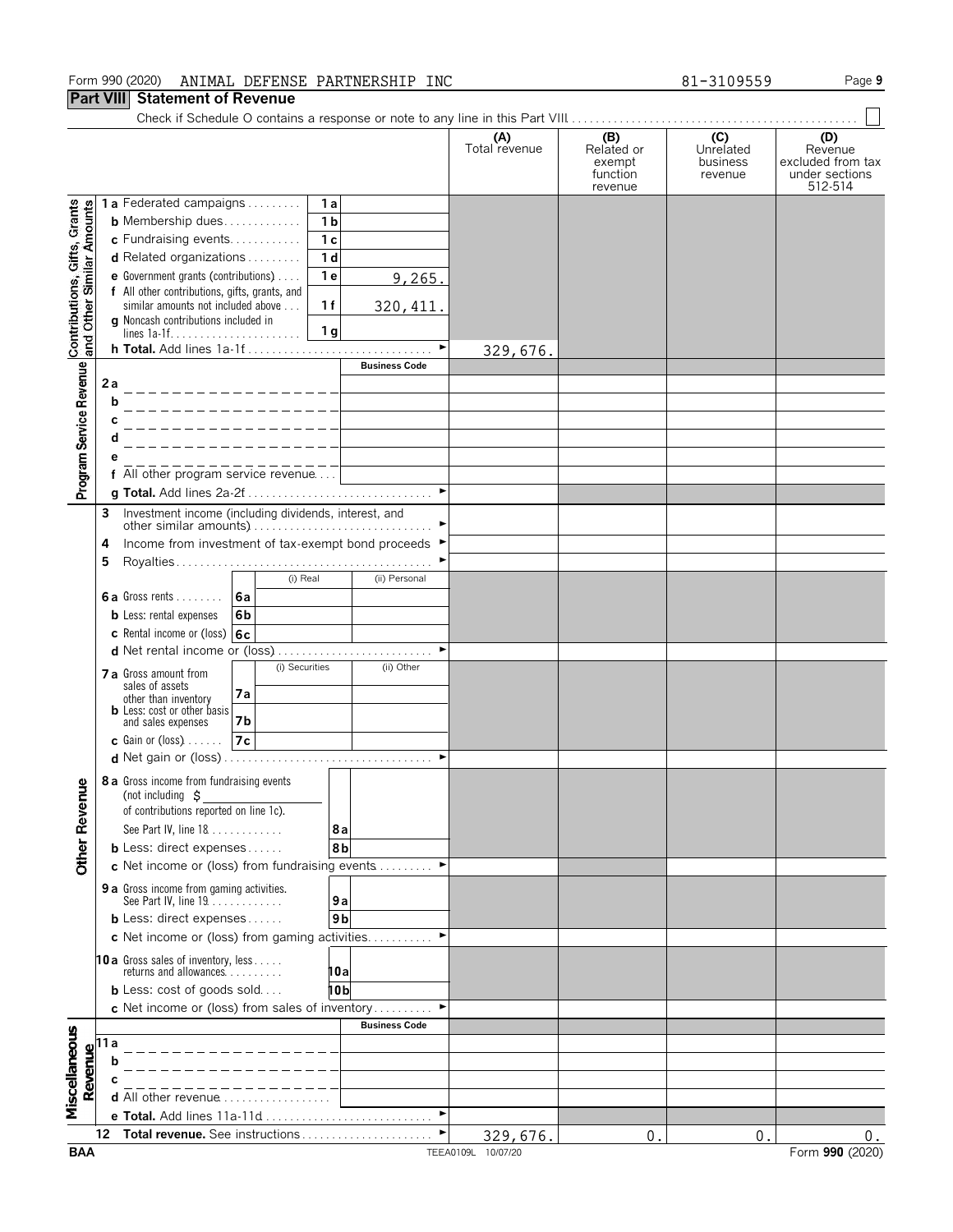Form 990 (2020) ANIMAL DEFENSE PARTNERSHIP INC 81-3109559

## Part VIII Statement of Revenue

Check if Schedule O contains a response or note to any line in this Part VIII

| | | | | (A) Total revenue | (B) Related or exempt function revenue | (C) Unrelated business revenue | (D) Revenue excluded from tax under sections 512-514 |
|---|---|---|---|---|---|---|---|
| Contributions, Gifts, Grants and Other Similar Amounts | 1a Federated campaigns | 1a | | | | | |
| | b Membership dues | 1b | | | | | |
| | c Fundraising events | 1c | | | | | |
| | d Related organizations | 1d | | | | | |
| | e Government grants (contributions) | 1e | 9,265. | | | | |
| | f All other contributions, gifts, grants, and similar amounts not included above | 1f | 320,411. | | | | |
| | g Noncash contributions included in lines 1a-1f | 1g | | | | | |
| | h Total. Add lines 1a-1f | | | 329,676. | | | |
| Program Service Revenue | | | Business Code | | | | |
| | 2a | | | | | | |
| | b | | | | | | |
| | c | | | | | | |
| | d | | | | | | |
| | e | | | | | | |
| | f All other program service revenue | | | | | | |
| | g Total. Add lines 2a-2f | | | | | | |
| Other Revenue | 3 Investment income (including dividends, interest, and other similar amounts) | | | | | | |
| | 4 Income from investment of tax-exempt bond proceeds | | | | | | |
| | 5 Royalties | | | | | | |
| | | | (i) Real | (ii) Personal | | | |
| | 6a Gross rents | 6a | | | | | |
| | b Less: rental expenses | 6b | | | | | |
| | c Rental income or (loss) | 6c | | | | | |
| | d Net rental income or (loss) | | | | | | |
| | | | (i) Securities | (ii) Other | | | |
| | 7a Gross amount from sales of assets other than inventory | 7a | | | | | |
| | b Less: cost or other basis and sales expenses | 7b | | | | | |
| | c Gain or (loss) | 7c | | | | | |
| | d Net gain or (loss) | | | | | | |
| | 8a Gross income from fundraising events (not including $ of contributions reported on line 1c). See Part IV, line 18 | 8a | | | | | |
| | b Less: direct expenses | 8b | | | | | |
| | c Net income or (loss) from fundraising events | | | | | | |
| | 9a Gross income from gaming activities. See Part IV, line 19 | 9a | | | | | |
| | b Less: direct expenses | 9b | | | | | |
| | c Net income or (loss) from gaming activities | | | | | | |
| | 10a Gross sales of inventory, less returns and allowances | 10a | | | | | |
| | b Less: cost of goods sold | 10b | | | | | |
| | c Net income or (loss) from sales of inventory | | | | | | |
| Miscellaneous Revenue | | | Business Code | | | | |
| | 11a | | | | | | |
| | b | | | | | | |
| | c | | | | | | |
| | d All other revenue | | | | | | |
| | e Total. Add lines 11a-11d | | | | | | |
| | 12 Total revenue. See instructions | | | 329,676. | 0. | 0. | 0. |

BAA TEEA0109L 10/07/20 Form 990 (2020)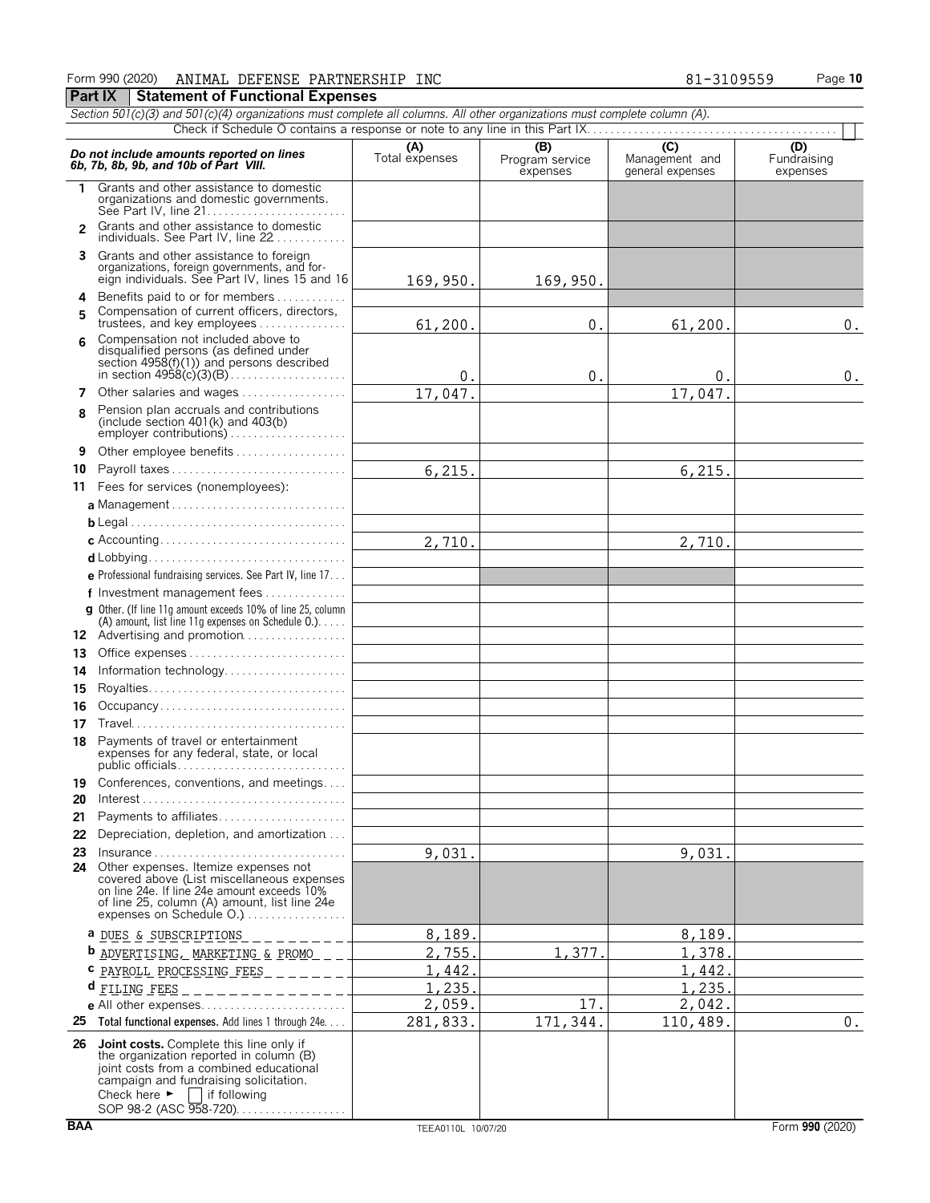Form 990 (2020) ANIMAL DEFENSE PARTNERSHIP INC 81-3109559

## Part IX Statement of Functional Expenses

*Section 501(c)(3) and 501(c)(4) organizations must complete all columns. All other organizations must complete column (A).*

Check if Schedule O contains a response or note to any line in this Part IX. . . . . . . . . . . . . . . . . . . . . . . . . . . . . . . . . . . . . . . . . . . . . . . . . ☐

| *Do not include amounts reported on lines 6b, 7b, 8b, 9b, and 10b of Part VIII.* | (A) Total expenses | (B) Program service expenses | (C) Management and general expenses | (D) Fundraising expenses |
|---|---|---|---|---|
| 1 Grants and other assistance to domestic organizations and domestic governments. See Part IV, line 21 | | | | |
| 2 Grants and other assistance to domestic individuals. See Part IV, line 22 | | | | |
| 3 Grants and other assistance to foreign organizations, foreign governments, and foreign individuals. See Part IV, lines 15 and 16 | 169,950. | 169,950. | | |
| 4 Benefits paid to or for members | | | | |
| 5 Compensation of current officers, directors, trustees, and key employees | 61,200. | 0. | 61,200. | 0. |
| 6 Compensation not included above to disqualified persons (as defined under section 4958(f)(1)) and persons described in section 4958(c)(3)(B) | 0. | 0. | 0. | 0. |
| 7 Other salaries and wages | 17,047. | | 17,047. | |
| 8 Pension plan accruals and contributions (include section 401(k) and 403(b) employer contributions) | | | | |
| 9 Other employee benefits | | | | |
| 10 Payroll taxes | 6,215. | | 6,215. | |
| 11 Fees for services (nonemployees): | | | | |
| a Management | | | | |
| b Legal | | | | |
| c Accounting | 2,710. | | 2,710. | |
| d Lobbying | | | | |
| e Professional fundraising services. See Part IV, line 17 | | | | |
| f Investment management fees | | | | |
| g Other. (If line 11g amount exceeds 10% of line 25, column (A) amount, list line 11g expenses on Schedule O.) | | | | |
| 12 Advertising and promotion | | | | |
| 13 Office expenses | | | | |
| 14 Information technology | | | | |
| 15 Royalties | | | | |
| 16 Occupancy | | | | |
| 17 Travel | | | | |
| 18 Payments of travel or entertainment expenses for any federal, state, or local public officials | | | | |
| 19 Conferences, conventions, and meetings | | | | |
| 20 Interest | | | | |
| 21 Payments to affiliates | | | | |
| 22 Depreciation, depletion, and amortization | | | | |
| 23 Insurance | 9,031. | | 9,031. | |
| 24 Other expenses. Itemize expenses not covered above (List miscellaneous expenses on line 24e. If line 24e amount exceeds 10% of line 25, column (A) amount, list line 24e expenses on Schedule O.) | | | | |
| a DUES & SUBSCRIPTIONS | 8,189. | | 8,189. | |
| b ADVERTISING, MARKETING & PROMO | 2,755. | 1,377. | 1,378. | |
| c PAYROLL PROCESSING FEES | 1,442. | | 1,442. | |
| d FILING FEES | 1,235. | | 1,235. | |
| e All other expenses | 2,059. | 17. | 2,042. | |
| 25 **Total functional expenses.** Add lines 1 through 24e | 281,833. | 171,344. | 110,489. | 0. |
| 26 **Joint costs.** Complete this line only if the organization reported in column (B) joint costs from a combined educational campaign and fundraising solicitation. Check here ► ☐ if following SOP 98-2 (ASC 958-720) | | | | |

BAA TEEA0110L 10/07/20 Form **990** (2020)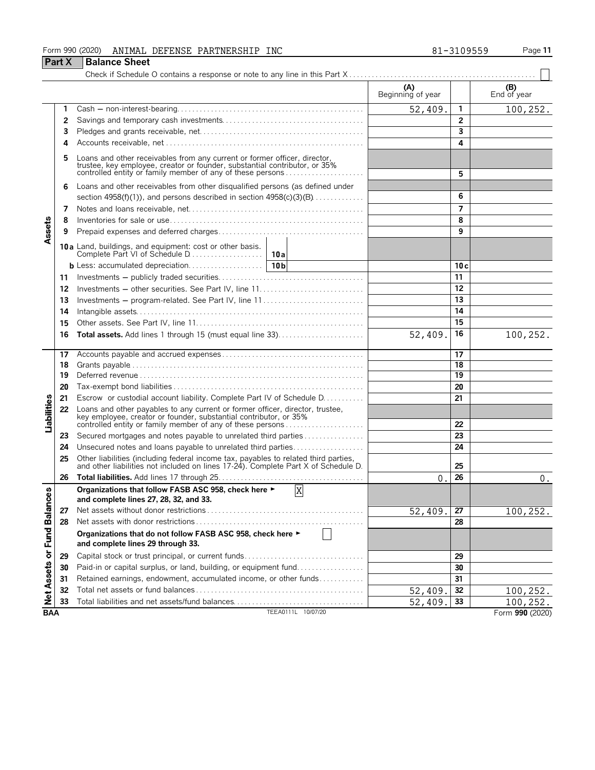Form 990 (2020) ANIMAL DEFENSE PARTNERSHIP INC 81-3109559

## Part X Balance Sheet

Check if Schedule O contains a response or note to any line in this Part X ☐

| | | | (A) Beginning of year | | (B) End of year |
|---|---|---|---|---|---|
| Assets | 1 | Cash — non-interest-bearing | 52,409. | 1 | 100,252. |
| | 2 | Savings and temporary cash investments | | 2 | |
| | 3 | Pledges and grants receivable, net | | 3 | |
| | 4 | Accounts receivable, net | | 4 | |
| | 5 | Loans and other receivables from any current or former officer, director, trustee, key employee, creator or founder, substantial contributor, or 35% controlled entity or family member of any of these persons | | 5 | |
| | 6 | Loans and other receivables from other disqualified persons (as defined under section 4958(f)(1)), and persons described in section 4958(c)(3)(B) | | 6 | |
| | 7 | Notes and loans receivable, net | | 7 | |
| | 8 | Inventories for sale or use | | 8 | |
| | 9 | Prepaid expenses and deferred charges | | 9 | |
| | 10a | Land, buildings, and equipment: cost or other basis. Complete Part VI of Schedule D — 10a | | | |
| | b | Less: accumulated depreciation — 10b | | 10c | |
| | 11 | Investments — publicly traded securities | | 11 | |
| | 12 | Investments — other securities. See Part IV, line 11 | | 12 | |
| | 13 | Investments — program-related. See Part IV, line 11 | | 13 | |
| | 14 | Intangible assets | | 14 | |
| | 15 | Other assets. See Part IV, line 11 | | 15 | |
| | 16 | **Total assets.** Add lines 1 through 15 (must equal line 33) | 52,409. | 16 | 100,252. |
| Liabilities | 17 | Accounts payable and accrued expenses | | 17 | |
| | 18 | Grants payable | | 18 | |
| | 19 | Deferred revenue | | 19 | |
| | 20 | Tax-exempt bond liabilities | | 20 | |
| | 21 | Escrow or custodial account liability. Complete Part IV of Schedule D | | 21 | |
| | 22 | Loans and other payables to any current or former officer, director, trustee, key employee, creator or founder, substantial contributor, or 35% controlled entity or family member of any of these persons | | 22 | |
| | 23 | Secured mortgages and notes payable to unrelated third parties | | 23 | |
| | 24 | Unsecured notes and loans payable to unrelated third parties | | 24 | |
| | 25 | Other liabilities (including federal income tax, payables to related third parties, and other liabilities not included on lines 17-24). Complete Part X of Schedule D | | 25 | |
| | 26 | **Total liabilities.** Add lines 17 through 25 | 0. | 26 | 0. |
| Net Assets or Fund Balances | | **Organizations that follow FASB ASC 958, check here ►** ☒ **and complete lines 27, 28, 32, and 33.** | | | |
| | 27 | Net assets without donor restrictions | 52,409. | 27 | 100,252. |
| | 28 | Net assets with donor restrictions | | 28 | |
| | | **Organizations that do not follow FASB ASC 958, check here ►** ☐ **and complete lines 29 through 33.** | | | |
| | 29 | Capital stock or trust principal, or current funds | | 29 | |
| | 30 | Paid-in or capital surplus, or land, building, or equipment fund | | 30 | |
| | 31 | Retained earnings, endowment, accumulated income, or other funds | | 31 | |
| | 32 | Total net assets or fund balances | 52,409. | 32 | 100,252. |
| | 33 | Total liabilities and net assets/fund balances | 52,409. | 33 | 100,252. |

BAA TEEA0111L 10/07/20 Form 990 (2020)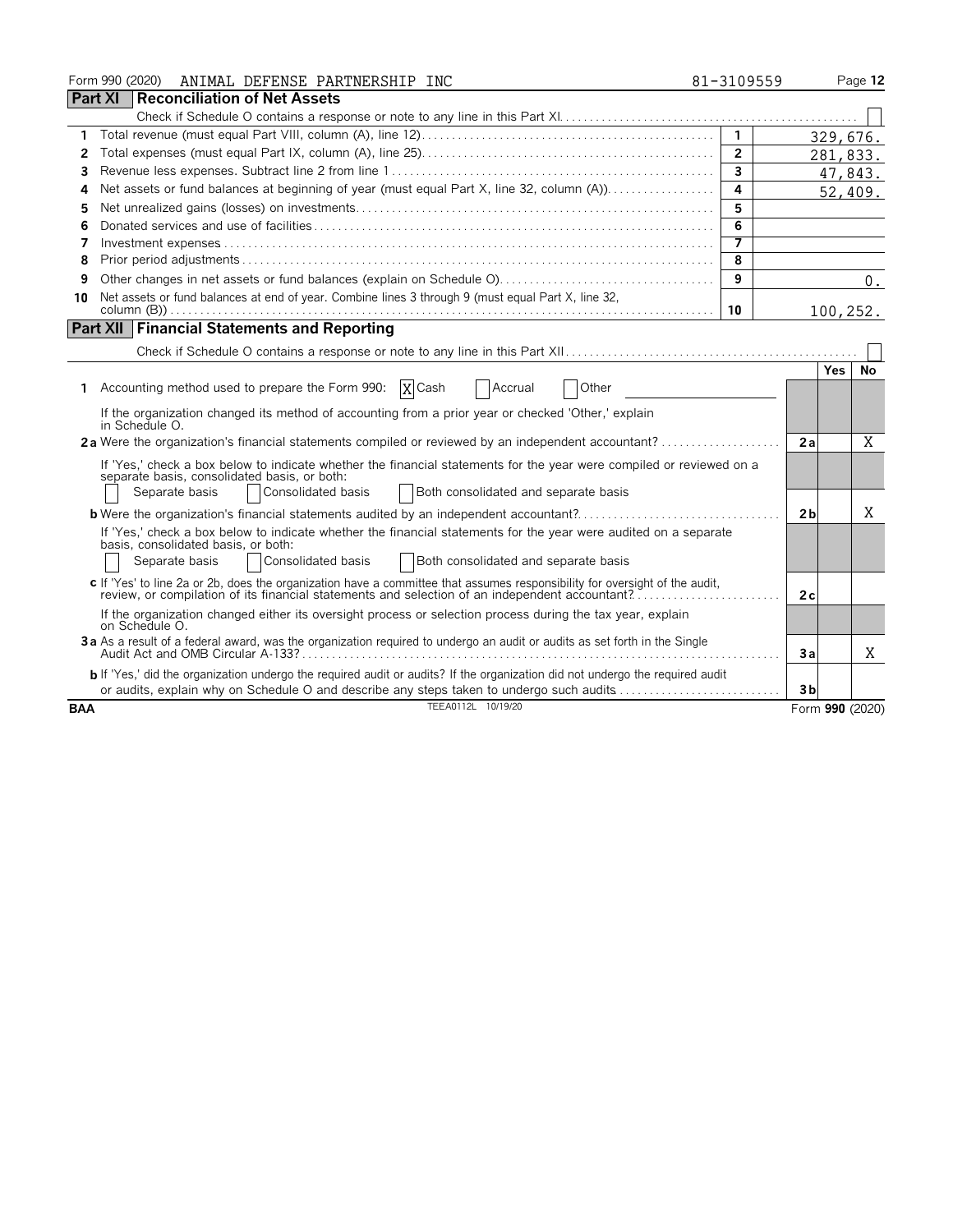Form 990 (2020) ANIMAL DEFENSE PARTNERSHIP INC 81-3109559

## Part XI Reconciliation of Net Assets

Check if Schedule O contains a response or note to any line in this Part XI. [ ]

| | | Line | Amount |
|---|---|---|---|
| 1 | Total revenue (must equal Part VIII, column (A), line 12) | 1 | 329,676. |
| 2 | Total expenses (must equal Part IX, column (A), line 25) | 2 | 281,833. |
| 3 | Revenue less expenses. Subtract line 2 from line 1 | 3 | 47,843. |
| 4 | Net assets or fund balances at beginning of year (must equal Part X, line 32, column (A)) | 4 | 52,409. |
| 5 | Net unrealized gains (losses) on investments | 5 | |
| 6 | Donated services and use of facilities | 6 | |
| 7 | Investment expenses | 7 | |
| 8 | Prior period adjustments | 8 | |
| 9 | Other changes in net assets or fund balances (explain on Schedule O) | 9 | 0. |
| 10 | Net assets or fund balances at end of year. Combine lines 3 through 9 (must equal Part X, line 32, column (B)) | 10 | 100,252. |

## Part XII Financial Statements and Reporting

Check if Schedule O contains a response or note to any line in this Part XII. [ ]

| | | | Yes | No |
|---|---|---|---|---|
| 1 | Accounting method used to prepare the Form 990: [X] Cash [ ] Accrual [ ] Other | | | |
| | If the organization changed its method of accounting from a prior year or checked 'Other,' explain in Schedule O. | | | |
| 2a | Were the organization's financial statements compiled or reviewed by an independent accountant? | 2a | | X |
| | If 'Yes,' check a box below to indicate whether the financial statements for the year were compiled or reviewed on a separate basis, consolidated basis, or both: [ ] Separate basis [ ] Consolidated basis [ ] Both consolidated and separate basis | | | |
| b | Were the organization's financial statements audited by an independent accountant? | 2b | | X |
| | If 'Yes,' check a box below to indicate whether the financial statements for the year were audited on a separate basis, consolidated basis, or both: [ ] Separate basis [ ] Consolidated basis [ ] Both consolidated and separate basis | | | |
| c | If 'Yes' to line 2a or 2b, does the organization have a committee that assumes responsibility for oversight of the audit, review, or compilation of its financial statements and selection of an independent accountant? | 2c | | |
| | If the organization changed either its oversight process or selection process during the tax year, explain on Schedule O. | | | |
| 3a | As a result of a federal award, was the organization required to undergo an audit or audits as set forth in the Single Audit Act and OMB Circular A-133? | 3a | | X |
| b | If 'Yes,' did the organization undergo the required audit or audits? If the organization did not undergo the required audit or audits, explain why on Schedule O and describe any steps taken to undergo such audits | 3b | | |

BAA TEEA0112L 10/19/20 Form **990** (2020)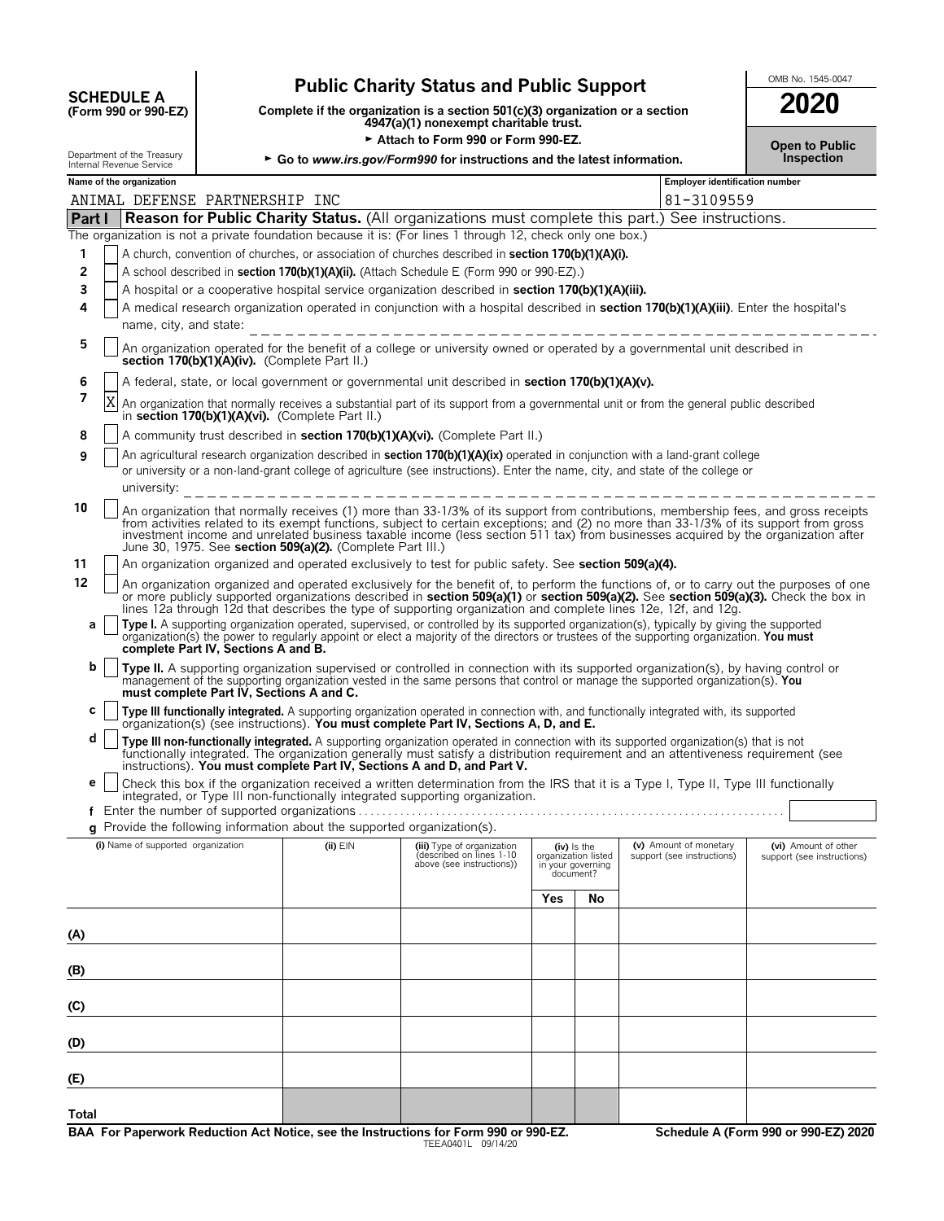**SCHEDULE A**
**(Form 990 or 990-EZ)**

Department of the Treasury
Internal Revenue Service

# Public Charity Status and Public Support

**Complete if the organization is a section 501(c)(3) organization or a section 4947(a)(1) nonexempt charitable trust.**

► **Attach to Form 990 or Form 990-EZ.**

► **Go to *www.irs.gov/Form990* for instructions and the latest information.**

OMB No. 1545-0047

**2020**

**Open to Public Inspection**

| Name of the organization | Employer identification number |
|---|---|
| ANIMAL DEFENSE PARTNERSHIP INC | 81-3109559 |

**Part I** **Reason for Public Charity Status.** (All organizations must complete this part.) See instructions.

The organization is not a private foundation because it is: (For lines 1 through 12, check only one box.)

1 [ ] A church, convention of churches, or association of churches described in **section 170(b)(1)(A)(i).**

2 [ ] A school described in **section 170(b)(1)(A)(ii).** (Attach Schedule E (Form 990 or 990-EZ).)

3 [ ] A hospital or a cooperative hospital service organization described in **section 170(b)(1)(A)(iii).**

4 [ ] A medical research organization operated in conjunction with a hospital described in **section 170(b)(1)(A)(iii)**. Enter the hospital's name, city, and state:

5 [ ] An organization operated for the benefit of a college or university owned or operated by a governmental unit described in **section 170(b)(1)(A)(iv).** (Complete Part II.)

6 [ ] A federal, state, or local government or governmental unit described in **section 170(b)(1)(A)(v).**

7 [X] An organization that normally receives a substantial part of its support from a governmental unit or from the general public described in **section 170(b)(1)(A)(vi).** (Complete Part II.)

8 [ ] A community trust described in **section 170(b)(1)(A)(vi).** (Complete Part II.)

9 [ ] An agricultural research organization described in **section 170(b)(1)(A)(ix)** operated in conjunction with a land-grant college or university or a non-land-grant college of agriculture (see instructions). Enter the name, city, and state of the college or university:

10 [ ] An organization that normally receives (1) more than 33-1/3% of its support from contributions, membership fees, and gross receipts from activities related to its exempt functions, subject to certain exceptions; and (2) no more than 33-1/3% of its support from gross investment income and unrelated business taxable income (less section 511 tax) from businesses acquired by the organization after June 30, 1975. See **section 509(a)(2).** (Complete Part III.)

11 [ ] An organization organized and operated exclusively to test for public safety. See **section 509(a)(4).**

12 [ ] An organization organized and operated exclusively for the benefit of, to perform the functions of, or to carry out the purposes of one or more publicly supported organizations described in **section 509(a)(1)** or **section 509(a)(2).** See **section 509(a)(3).** Check the box in lines 12a through 12d that describes the type of supporting organization and complete lines 12e, 12f, and 12g.

a [ ] **Type I.** A supporting organization operated, supervised, or controlled by its supported organization(s), typically by giving the supported organization(s) the power to regularly appoint or elect a majority of the directors or trustees of the supporting organization. **You must complete Part IV, Sections A and B.**

b [ ] **Type II.** A supporting organization supervised or controlled in connection with its supported organization(s), by having control or management of the supporting organization vested in the same persons that control or manage the supported organization(s). **You must complete Part IV, Sections A and C.**

c [ ] **Type III functionally integrated.** A supporting organization operated in connection with, and functionally integrated with, its supported organization(s) (see instructions). **You must complete Part IV, Sections A, D, and E.**

d [ ] **Type III non-functionally integrated.** A supporting organization operated in connection with its supported organization(s) that is not functionally integrated. The organization generally must satisfy a distribution requirement and an attentiveness requirement (see instructions). **You must complete Part IV, Sections A and D, and Part V.**

e [ ] Check this box if the organization received a written determination from the IRS that it is a Type I, Type II, Type III functionally integrated, or Type III non-functionally integrated supporting organization.

f Enter the number of supported organizations

g Provide the following information about the supported organization(s).

| (i) Name of supported organization | (ii) EIN | (iii) Type of organization (described on lines 1-10 above (see instructions)) | (iv) Is the organization listed in your governing document? Yes | No | (v) Amount of monetary support (see instructions) | (vi) Amount of other support (see instructions) |
|---|---|---|---|---|---|---|
| (A) | | | | | | |
| (B) | | | | | | |
| (C) | | | | | | |
| (D) | | | | | | |
| (E) | | | | | | |
| Total | | | | | | |

**BAA For Paperwork Reduction Act Notice, see the Instructions for Form 990 or 990-EZ.** TEEA0401L 09/14/20 **Schedule A (Form 990 or 990-EZ) 2020**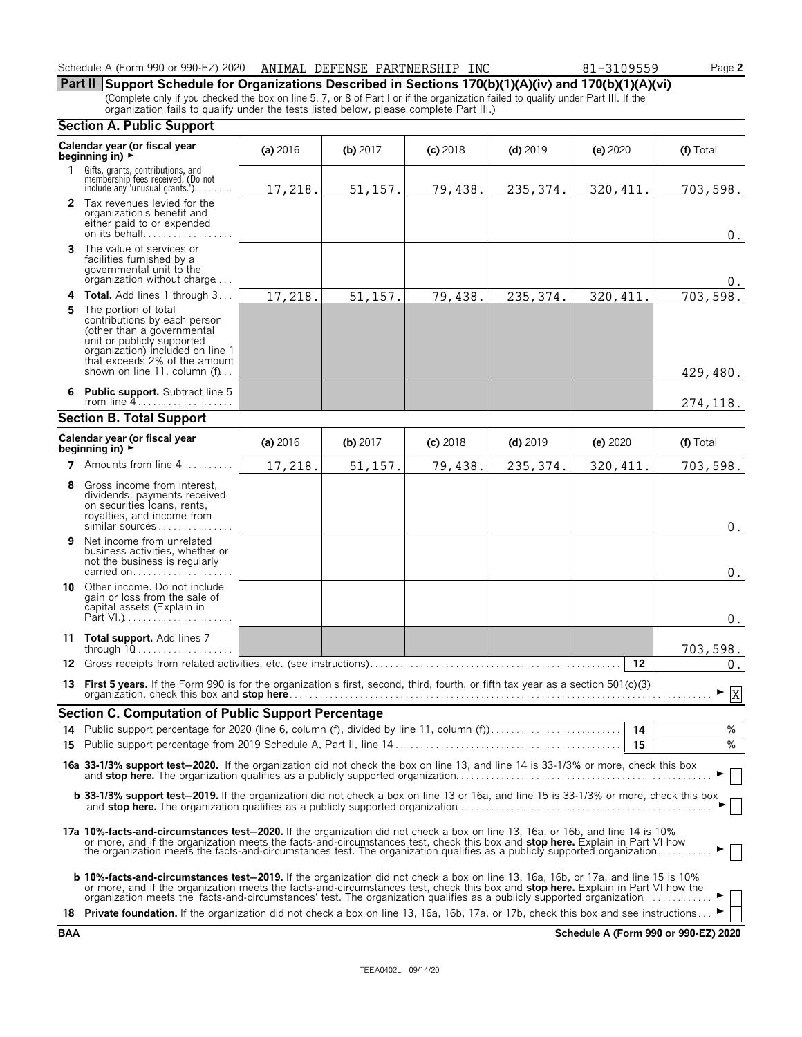Schedule A (Form 990 or 990-EZ) 2020 ANIMAL DEFENSE PARTNERSHIP INC 81-3109559

## Part II Support Schedule for Organizations Described in Sections 170(b)(1)(A)(iv) and 170(b)(1)(A)(vi)

(Complete only if you checked the box on line 5, 7, or 8 of Part I or if the organization failed to qualify under Part III. If the organization fails to qualify under the tests listed below, please complete Part III.)

### Section A. Public Support

| Calendar year (or fiscal year beginning in) ► | (a) 2016 | (b) 2017 | (c) 2018 | (d) 2019 | (e) 2020 | (f) Total |
|---|---|---|---|---|---|---|
| 1 Gifts, grants, contributions, and membership fees received. (Do not include any 'unusual grants.') | 17,218. | 51,157. | 79,438. | 235,374. | 320,411. | 703,598. |
| 2 Tax revenues levied for the organization's benefit and either paid to or expended on its behalf | | | | | | 0. |
| 3 The value of services or facilities furnished by a governmental unit to the organization without charge | | | | | | 0. |
| 4 Total. Add lines 1 through 3 | 17,218. | 51,157. | 79,438. | 235,374. | 320,411. | 703,598. |
| 5 The portion of total contributions by each person (other than a governmental unit or publicly supported organization) included on line 1 that exceeds 2% of the amount shown on line 11, column (f) | | | | | | 429,480. |
| 6 Public support. Subtract line 5 from line 4 | | | | | | 274,118. |

### Section B. Total Support

| Calendar year (or fiscal year beginning in) ► | (a) 2016 | (b) 2017 | (c) 2018 | (d) 2019 | (e) 2020 | (f) Total |
|---|---|---|---|---|---|---|
| 7 Amounts from line 4 | 17,218. | 51,157. | 79,438. | 235,374. | 320,411. | 703,598. |
| 8 Gross income from interest, dividends, payments received on securities loans, rents, royalties, and income from similar sources | | | | | | 0. |
| 9 Net income from unrelated business activities, whether or not the business is regularly carried on | | | | | | 0. |
| 10 Other income. Do not include gain or loss from the sale of capital assets (Explain in Part VI.) | | | | | | 0. |
| 11 Total support. Add lines 7 through 10 | | | | | | 703,598. |

12 Gross receipts from related activities, etc. (see instructions) — 12 — 0.

13 **First 5 years.** If the Form 990 is for the organization's first, second, third, fourth, or fifth tax year as a section 501(c)(3) organization, check this box and **stop here** ► [X]

### Section C. Computation of Public Support Percentage

14 Public support percentage for 2020 (line 6, column (f), divided by line 11, column (f)) — 14 — %

15 Public support percentage from 2019 Schedule A, Part II, line 14 — 15 — %

**16a 33-1/3% support test–2020.** If the organization did not check the box on line 13, and line 14 is 33-1/3% or more, check this box and **stop here.** The organization qualifies as a publicly supported organization ► [ ]

**b 33-1/3% support test–2019.** If the organization did not check a box on line 13 or 16a, and line 15 is 33-1/3% or more, check this box and **stop here.** The organization qualifies as a publicly supported organization ► [ ]

**17a 10%-facts-and-circumstances test–2020.** If the organization did not check a box on line 13, 16a, or 16b, and line 14 is 10% or more, and if the organization meets the facts-and-circumstances test, check this box and **stop here.** Explain in Part VI how the organization meets the facts-and-circumstances test. The organization qualifies as a publicly supported organization ► [ ]

**b 10%-facts-and-circumstances test–2019.** If the organization did not check a box on line 13, 16a, 16b, or 17a, and line 15 is 10% or more, and if the organization meets the facts-and-circumstances test, check this box and **stop here.** Explain in Part VI how the organization meets the 'facts-and-circumstances' test. The organization qualifies as a publicly supported organization ► [ ]

18 **Private foundation.** If the organization did not check a box on line 13, 16a, 16b, 17a, or 17b, check this box and see instructions ► [ ]

BAA Schedule A (Form 990 or 990-EZ) 2020

TEEA0402L 09/14/20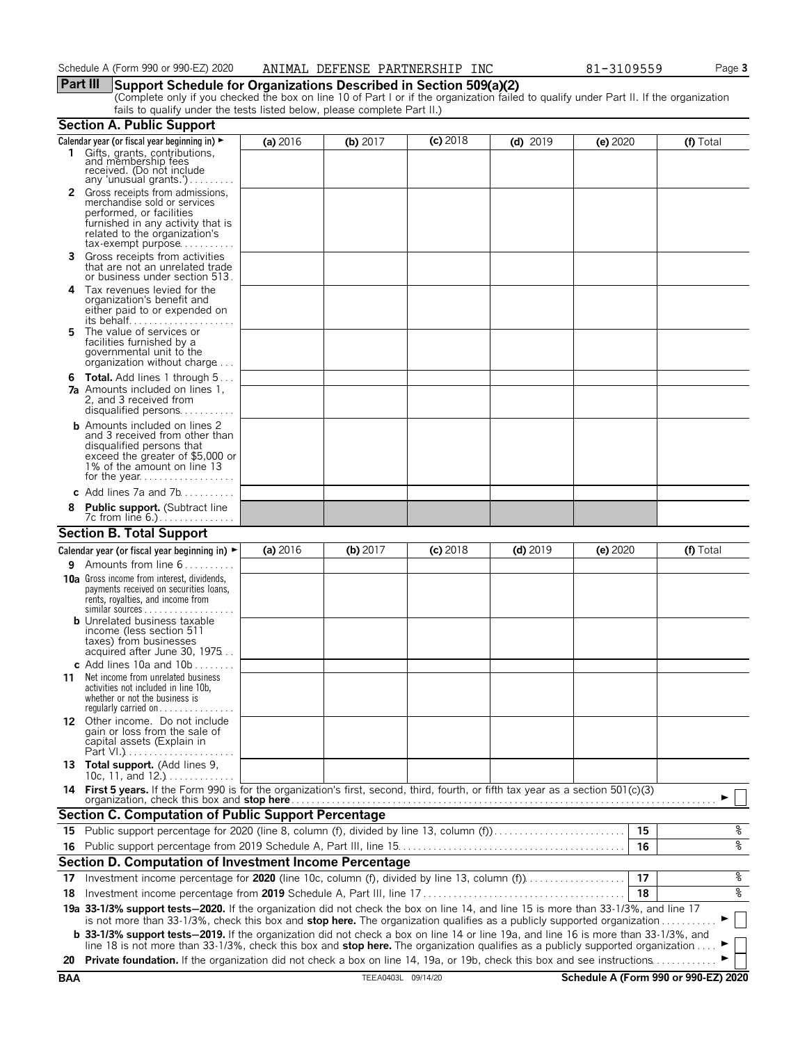Schedule A (Form 990 or 990-EZ) 2020 ANIMAL DEFENSE PARTNERSHIP INC 81-3109559

## Part III Support Schedule for Organizations Described in Section 509(a)(2)

(Complete only if you checked the box on line 10 of Part I or if the organization failed to qualify under Part II. If the organization fails to qualify under the tests listed below, please complete Part II.)

### Section A. Public Support

| Calendar year (or fiscal year beginning in) ► | (a) 2016 | (b) 2017 | (c) 2018 | (d) 2019 | (e) 2020 | (f) Total |
|---|---|---|---|---|---|---|
| **1** Gifts, grants, contributions, and membership fees received. (Do not include any 'unusual grants.') | | | | | | |
| **2** Gross receipts from admissions, merchandise sold or services performed, or facilities furnished in any activity that is related to the organization's tax-exempt purpose | | | | | | |
| **3** Gross receipts from activities that are not an unrelated trade or business under section 513 | | | | | | |
| **4** Tax revenues levied for the organization's benefit and either paid to or expended on its behalf | | | | | | |
| **5** The value of services or facilities furnished by a governmental unit to the organization without charge | | | | | | |
| **6** **Total.** Add lines 1 through 5 | | | | | | |
| **7a** Amounts included on lines 1, 2, and 3 received from disqualified persons | | | | | | |
| **b** Amounts included on lines 2 and 3 received from other than disqualified persons that exceed the greater of $5,000 or 1% of the amount on line 13 for the year | | | | | | |
| **c** Add lines 7a and 7b | | | | | | |
| **8** **Public support.** (Subtract line 7c from line 6.) | | | | | | |

### Section B. Total Support

| Calendar year (or fiscal year beginning in) ► | (a) 2016 | (b) 2017 | (c) 2018 | (d) 2019 | (e) 2020 | (f) Total |
|---|---|---|---|---|---|---|
| **9** Amounts from line 6 | | | | | | |
| **10a** Gross income from interest, dividends, payments received on securities loans, rents, royalties, and income from similar sources | | | | | | |
| **b** Unrelated business taxable income (less section 511 taxes) from businesses acquired after June 30, 1975 | | | | | | |
| **c** Add lines 10a and 10b | | | | | | |
| **11** Net income from unrelated business activities not included in line 10b, whether or not the business is regularly carried on | | | | | | |
| **12** Other income. Do not include gain or loss from the sale of capital assets (Explain in Part VI.) | | | | | | |
| **13** **Total support.** (Add lines 9, 10c, 11, and 12.) | | | | | | |

**14** **First 5 years.** If the Form 990 is for the organization's first, second, third, fourth, or fifth tax year as a section 501(c)(3) organization, check this box and **stop here** ► ☐

### Section C. Computation of Public Support Percentage

| | | | |
|---|---|---|---|
| **15** | Public support percentage for 2020 (line 8, column (f), divided by line 13, column (f)) | 15 | % |
| **16** | Public support percentage from 2019 Schedule A, Part III, line 15 | 16 | % |

### Section D. Computation of Investment Income Percentage

| | | | |
|---|---|---|---|
| **17** | Investment income percentage for **2020** (line 10c, column (f), divided by line 13, column (f)) | 17 | % |
| **18** | Investment income percentage from **2019** Schedule A, Part III, line 17 | 18 | % |

**19a** **33-1/3% support tests—2020.** If the organization did not check the box on line 14, and line 15 is more than 33-1/3%, and line 17 is not more than 33-1/3%, check this box and **stop here.** The organization qualifies as a publicly supported organization ► ☐

**b** **33-1/3% support tests—2019.** If the organization did not check a box on line 14 or line 19a, and line 16 is more than 33-1/3%, and line 18 is not more than 33-1/3%, check this box and **stop here.** The organization qualifies as a publicly supported organization ► ☐

**20** **Private foundation.** If the organization did not check a box on line 14, 19a, or 19b, check this box and see instructions ► ☐

BAA TEEA0403L 09/14/20 Schedule A (Form 990 or 990-EZ) 2020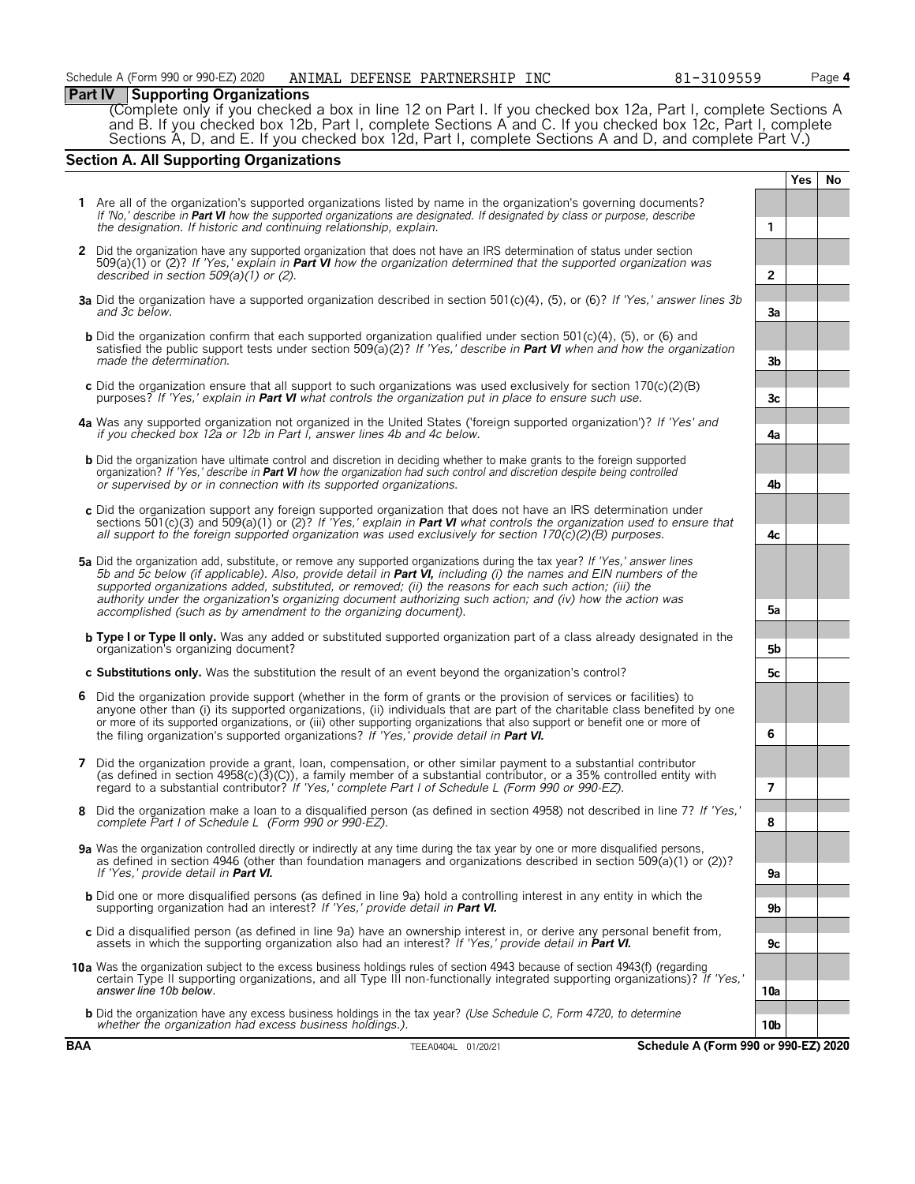## Part IV Supporting Organizations

(Complete only if you checked a box in line 12 on Part I. If you checked box 12a, Part I, complete Sections A and B. If you checked box 12b, Part I, complete Sections A and C. If you checked box 12c, Part I, complete Sections A, D, and E. If you checked box 12d, Part I, complete Sections A and D, and complete Part V.)

### Section A. All Supporting Organizations

| | | | Yes | No |
|---|---|---|---|---|
| **1** | Are all of the organization's supported organizations listed by name in the organization's governing documents? *If 'No,' describe in **Part VI** how the supported organizations are designated. If designated by class or purpose, describe the designation. If historic and continuing relationship, explain.* | 1 | | |
| **2** | Did the organization have any supported organization that does not have an IRS determination of status under section 509(a)(1) or (2)? *If 'Yes,' explain in **Part VI** how the organization determined that the supported organization was described in section 509(a)(1) or (2).* | 2 | | |
| **3a** | Did the organization have a supported organization described in section 501(c)(4), (5), or (6)? *If 'Yes,' answer lines 3b and 3c below.* | 3a | | |
| **b** | Did the organization confirm that each supported organization qualified under section 501(c)(4), (5), or (6) and satisfied the public support tests under section 509(a)(2)? *If 'Yes,' describe in **Part VI** when and how the organization made the determination.* | 3b | | |
| **c** | Did the organization ensure that all support to such organizations was used exclusively for section 170(c)(2)(B) purposes? *If 'Yes,' explain in **Part VI** what controls the organization put in place to ensure such use.* | 3c | | |
| **4a** | Was any supported organization not organized in the United States ('foreign supported organization')? *If 'Yes' and if you checked box 12a or 12b in Part I, answer lines 4b and 4c below.* | 4a | | |
| **b** | Did the organization have ultimate control and discretion in deciding whether to make grants to the foreign supported organization? *If 'Yes,' describe in **Part VI** how the organization had such control and discretion despite being controlled or supervised by or in connection with its supported organizations.* | 4b | | |
| **c** | Did the organization support any foreign supported organization that does not have an IRS determination under sections 501(c)(3) and 509(a)(1) or (2)? *If 'Yes,' explain in **Part VI** what controls the organization used to ensure that all support to the foreign supported organization was used exclusively for section 170(c)(2)(B) purposes.* | 4c | | |
| **5a** | Did the organization add, substitute, or remove any supported organizations during the tax year? *If 'Yes,' answer lines 5b and 5c below (if applicable). Also, provide detail in **Part VI,** including (i) the names and EIN numbers of the supported organizations added, substituted, or removed; (ii) the reasons for each such action; (iii) the authority under the organization's organizing document authorizing such action; and (iv) how the action was accomplished (such as by amendment to the organizing document).* | 5a | | |
| **b** | **Type I or Type II only.** Was any added or substituted supported organization part of a class already designated in the organization's organizing document? | 5b | | |
| **c** | **Substitutions only.** Was the substitution the result of an event beyond the organization's control? | 5c | | |
| **6** | Did the organization provide support (whether in the form of grants or the provision of services or facilities) to anyone other than (i) its supported organizations, (ii) individuals that are part of the charitable class benefited by one or more of its supported organizations, or (iii) other supporting organizations that also support or benefit one or more of the filing organization's supported organizations? *If 'Yes,' provide detail in **Part VI.*** | 6 | | |
| **7** | Did the organization provide a grant, loan, compensation, or other similar payment to a substantial contributor (as defined in section 4958(c)(3)(C)), a family member of a substantial contributor, or a 35% controlled entity with regard to a substantial contributor? *If 'Yes,' complete Part I of Schedule L (Form 990 or 990-EZ).* | 7 | | |
| **8** | Did the organization make a loan to a disqualified person (as defined in section 4958) not described in line 7? *If 'Yes,' complete Part I of Schedule L (Form 990 or 990-EZ).* | 8 | | |
| **9a** | Was the organization controlled directly or indirectly at any time during the tax year by one or more disqualified persons, as defined in section 4946 (other than foundation managers and organizations described in section 509(a)(1) or (2))? *If 'Yes,' provide detail in **Part VI.*** | 9a | | |
| **b** | Did one or more disqualified persons (as defined in line 9a) hold a controlling interest in any entity in which the supporting organization had an interest? *If 'Yes,' provide detail in **Part VI.*** | 9b | | |
| **c** | Did a disqualified person (as defined in line 9a) have an ownership interest in, or derive any personal benefit from, assets in which the supporting organization also had an interest? *If 'Yes,' provide detail in **Part VI.*** | 9c | | |
| **10a** | Was the organization subject to the excess business holdings rules of section 4943 because of section 4943(f) (regarding certain Type II supporting organizations, and all Type III non-functionally integrated supporting organizations)? *If 'Yes,' answer line 10b below.* | 10a | | |
| **b** | Did the organization have any excess business holdings in the tax year? *(Use Schedule C, Form 4720, to determine whether the organization had excess business holdings.).* | 10b | | |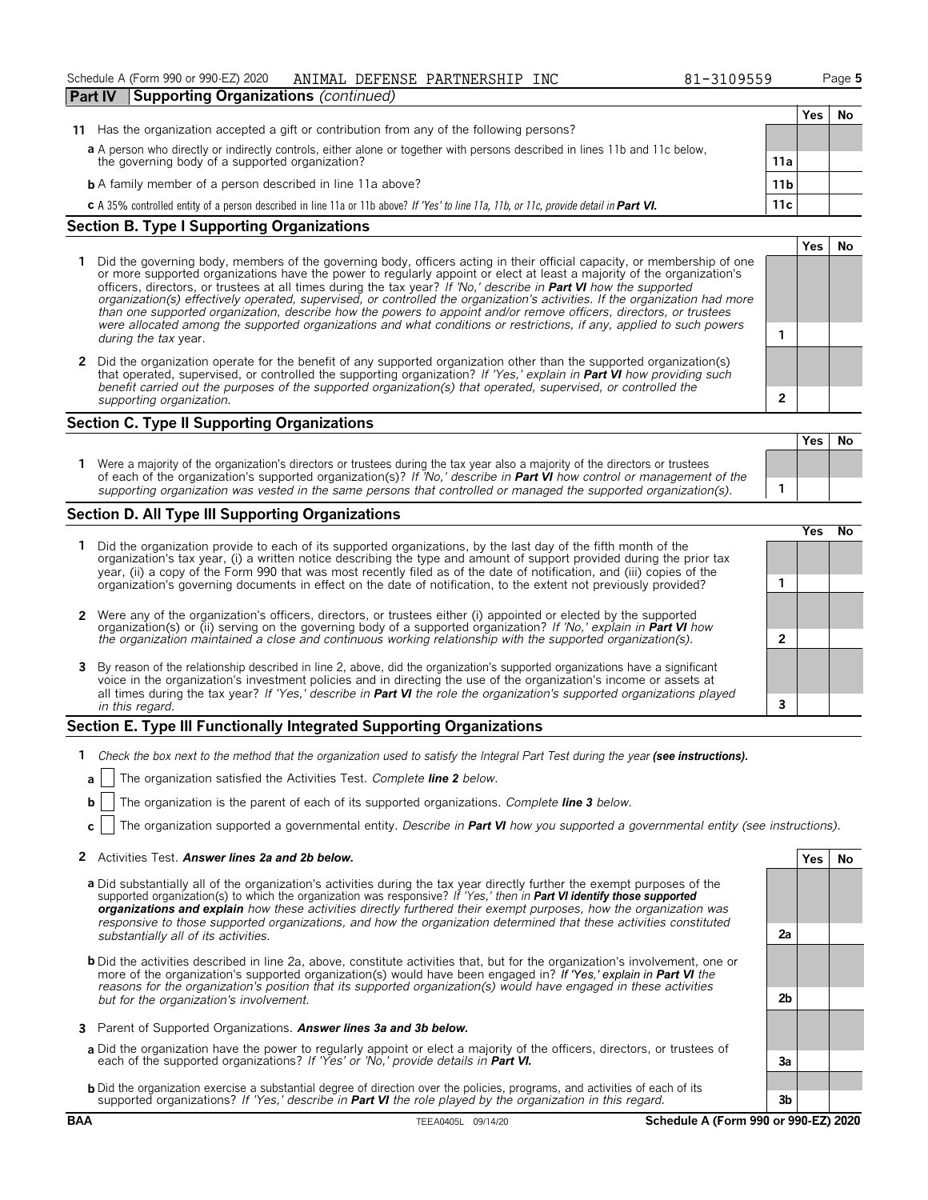Schedule A (Form 990 or 990-EZ) 2020 ANIMAL DEFENSE PARTNERSHIP INC 81-3109559

**Part IV | Supporting Organizations** *(continued)*

| | | | Yes | No |
|---|---|---|---|---|
| **11** | Has the organization accepted a gift or contribution from any of the following persons? | | | |
| **a** | A person who directly or indirectly controls, either alone or together with persons described in lines 11b and 11c below, the governing body of a supported organization? | 11a | | |
| **b** | A family member of a person described in line 11a above? | 11b | | |
| **c** | A 35% controlled entity of a person described in line 11a or 11b above? *If 'Yes' to line 11a, 11b, or 11c, provide detail in **Part VI.*** | 11c | | |

## Section B. Type I Supporting Organizations

| | | | Yes | No |
|---|---|---|---|---|
| **1** | Did the governing body, members of the governing body, officers acting in their official capacity, or membership of one or more supported organizations have the power to regularly appoint or elect at least a majority of the organization's officers, directors, or trustees at all times during the tax year? *If 'No,' describe in **Part VI** how the supported organization(s) effectively operated, supervised, or controlled the organization's activities. If the organization had more than one supported organization, describe how the powers to appoint and/or remove officers, directors, or trustees were allocated among the supported organizations and what conditions or restrictions, if any, applied to such powers during the tax* year. | 1 | | |
| **2** | Did the organization operate for the benefit of any supported organization other than the supported organization(s) that operated, supervised, or controlled the supporting organization? *If 'Yes,' explain in **Part VI** how providing such benefit carried out the purposes of the supported organization(s) that operated, supervised, or controlled the supporting organization.* | 2 | | |

## Section C. Type II Supporting Organizations

| | | | Yes | No |
|---|---|---|---|---|
| **1** | Were a majority of the organization's directors or trustees during the tax year also a majority of the directors or trustees of each of the organization's supported organization(s)? *If 'No,' describe in **Part VI** how control or management of the supporting organization was vested in the same persons that controlled or managed the supported organization(s).* | 1 | | |

## Section D. All Type III Supporting Organizations

| | | | Yes | No |
|---|---|---|---|---|
| **1** | Did the organization provide to each of its supported organizations, by the last day of the fifth month of the organization's tax year, (i) a written notice describing the type and amount of support provided during the prior tax year, (ii) a copy of the Form 990 that was most recently filed as of the date of notification, and (iii) copies of the organization's governing documents in effect on the date of notification, to the extent not previously provided? | 1 | | |
| **2** | Were any of the organization's officers, directors, or trustees either (i) appointed or elected by the supported organization(s) or (ii) serving on the governing body of a supported organization? *If 'No,' explain in **Part VI** how the organization maintained a close and continuous working relationship with the supported organization(s).* | 2 | | |
| **3** | By reason of the relationship described in line 2, above, did the organization's supported organizations have a significant voice in the organization's investment policies and in directing the use of the organization's income or assets at all times during the tax year? *If 'Yes,' describe in **Part VI** the role the organization's supported organizations played in this regard.* | 3 | | |

## Section E. Type III Functionally Integrated Supporting Organizations

**1** *Check the box next to the method that the organization used to satisfy the Integral Part Test during the year **(see instructions).***

**a** ☐ The organization satisfied the Activities Test. *Complete **line 2** below.*

**b** ☐ The organization is the parent of each of its supported organizations. *Complete **line 3** below.*

**c** ☐ The organization supported a governmental entity. *Describe in **Part VI** how you supported a governmental entity (see instructions).*

| | | | Yes | No |
|---|---|---|---|---|
| **2** | Activities Test. ***Answer lines 2a and 2b below.*** | | | |
| **a** | Did substantially all of the organization's activities during the tax year directly further the exempt purposes of the supported organization(s) to which the organization was responsive? *If 'Yes,' then in **Part VI identify those supported organizations and explain** how these activities directly furthered their exempt purposes, how the organization was responsive to those supported organizations, and how the organization determined that these activities constituted substantially all of its activities.* | 2a | | |
| **b** | Did the activities described in line 2a, above, constitute activities that, but for the organization's involvement, one or more of the organization's supported organization(s) would have been engaged in? ***If 'Yes,' explain in Part VI** the reasons for the organization's position that its supported organization(s) would have engaged in these activities but for the organization's involvement.* | 2b | | |
| **3** | Parent of Supported Organizations. ***Answer lines 3a and 3b below.*** | | | |
| **a** | Did the organization have the power to regularly appoint or elect a majority of the officers, directors, or trustees of each of the supported organizations? *If 'Yes' or 'No,' provide details in **Part VI.*** | 3a | | |
| **b** | Did the organization exercise a substantial degree of direction over the policies, programs, and activities of each of its supported organizations? *If 'Yes,' describe in **Part VI** the role played by the organization in this regard.* | 3b | | |

BAA TEEA0405L 09/14/20 **Schedule A (Form 990 or 990-EZ) 2020**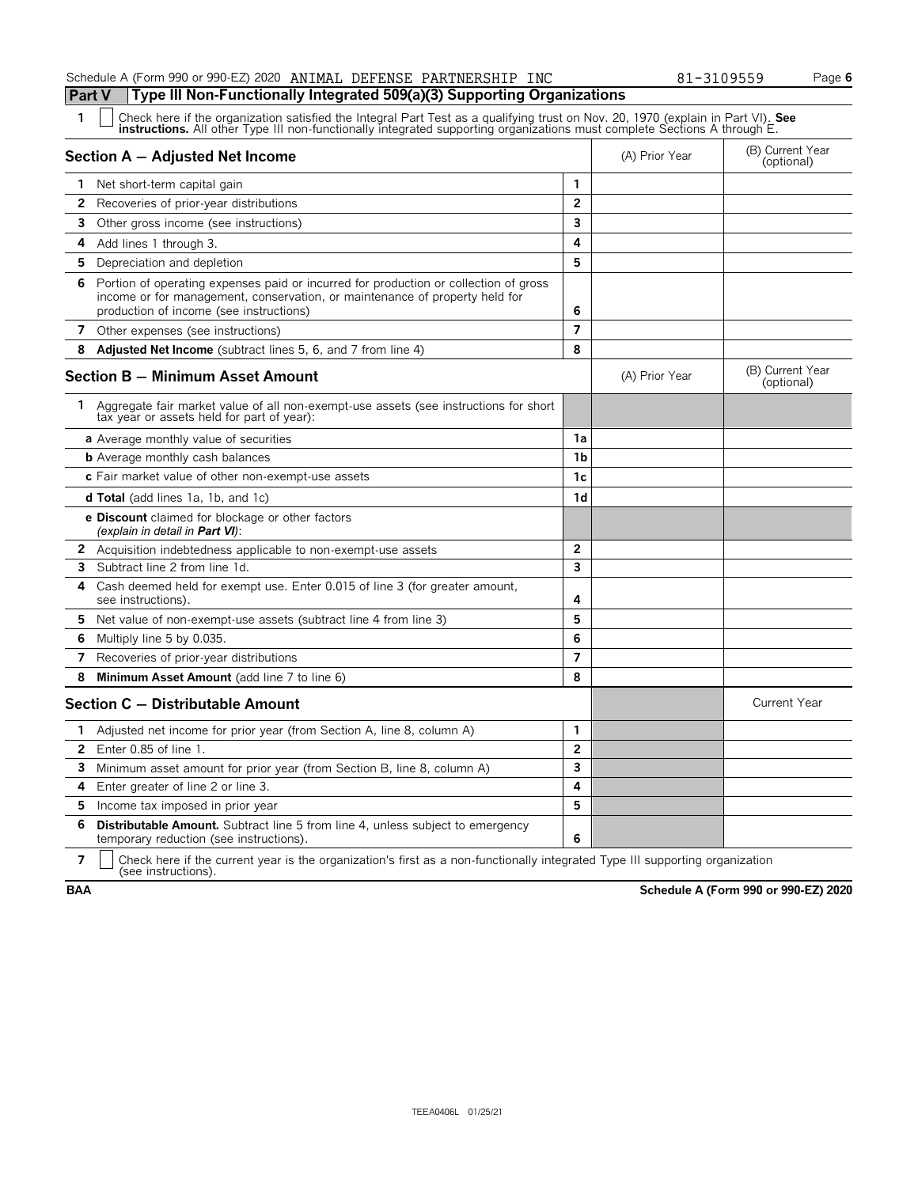Schedule A (Form 990 or 990-EZ) 2020 ANIMAL DEFENSE PARTNERSHIP INC 81-3109559 Page 6

## Part V Type III Non-Functionally Integrated 509(a)(3) Supporting Organizations

1 ☐ Check here if the organization satisfied the Integral Part Test as a qualifying trust on Nov. 20, 1970 (explain in Part VI). **See instructions.** All other Type III non-functionally integrated supporting organizations must complete Sections A through E.

| Section A — Adjusted Net Income | | (A) Prior Year | (B) Current Year (optional) |
|---|---|---|---|
| 1 Net short-term capital gain | 1 | | |
| 2 Recoveries of prior-year distributions | 2 | | |
| 3 Other gross income (see instructions) | 3 | | |
| 4 Add lines 1 through 3. | 4 | | |
| 5 Depreciation and depletion | 5 | | |
| 6 Portion of operating expenses paid or incurred for production or collection of gross income or for management, conservation, or maintenance of property held for production of income (see instructions) | 6 | | |
| 7 Other expenses (see instructions) | 7 | | |
| 8 **Adjusted Net Income** (subtract lines 5, 6, and 7 from line 4) | 8 | | |

| Section B — Minimum Asset Amount | | (A) Prior Year | (B) Current Year (optional) |
|---|---|---|---|
| 1 Aggregate fair market value of all non-exempt-use assets (see instructions for short tax year or assets held for part of year): | | | |
| **a** Average monthly value of securities | 1a | | |
| **b** Average monthly cash balances | 1b | | |
| **c** Fair market value of other non-exempt-use assets | 1c | | |
| **d Total** (add lines 1a, 1b, and 1c) | 1d | | |
| **e Discount** claimed for blockage or other factors *(explain in detail in* ***Part VI****)*: | | | |
| 2 Acquisition indebtedness applicable to non-exempt-use assets | 2 | | |
| 3 Subtract line 2 from line 1d. | 3 | | |
| 4 Cash deemed held for exempt use. Enter 0.015 of line 3 (for greater amount, see instructions). | 4 | | |
| 5 Net value of non-exempt-use assets (subtract line 4 from line 3) | 5 | | |
| 6 Multiply line 5 by 0.035. | 6 | | |
| 7 Recoveries of prior-year distributions | 7 | | |
| 8 **Minimum Asset Amount** (add line 7 to line 6) | 8 | | |

| Section C — Distributable Amount | | | Current Year |
|---|---|---|---|
| 1 Adjusted net income for prior year (from Section A, line 8, column A) | 1 | | |
| 2 Enter 0.85 of line 1. | 2 | | |
| 3 Minimum asset amount for prior year (from Section B, line 8, column A) | 3 | | |
| 4 Enter greater of line 2 or line 3. | 4 | | |
| 5 Income tax imposed in prior year | 5 | | |
| 6 **Distributable Amount.** Subtract line 5 from line 4, unless subject to emergency temporary reduction (see instructions). | 6 | | |

7 ☐ Check here if the current year is the organization's first as a non-functionally integrated Type III supporting organization (see instructions).

BAA Schedule A (Form 990 or 990-EZ) 2020

TEEA0406L 01/25/21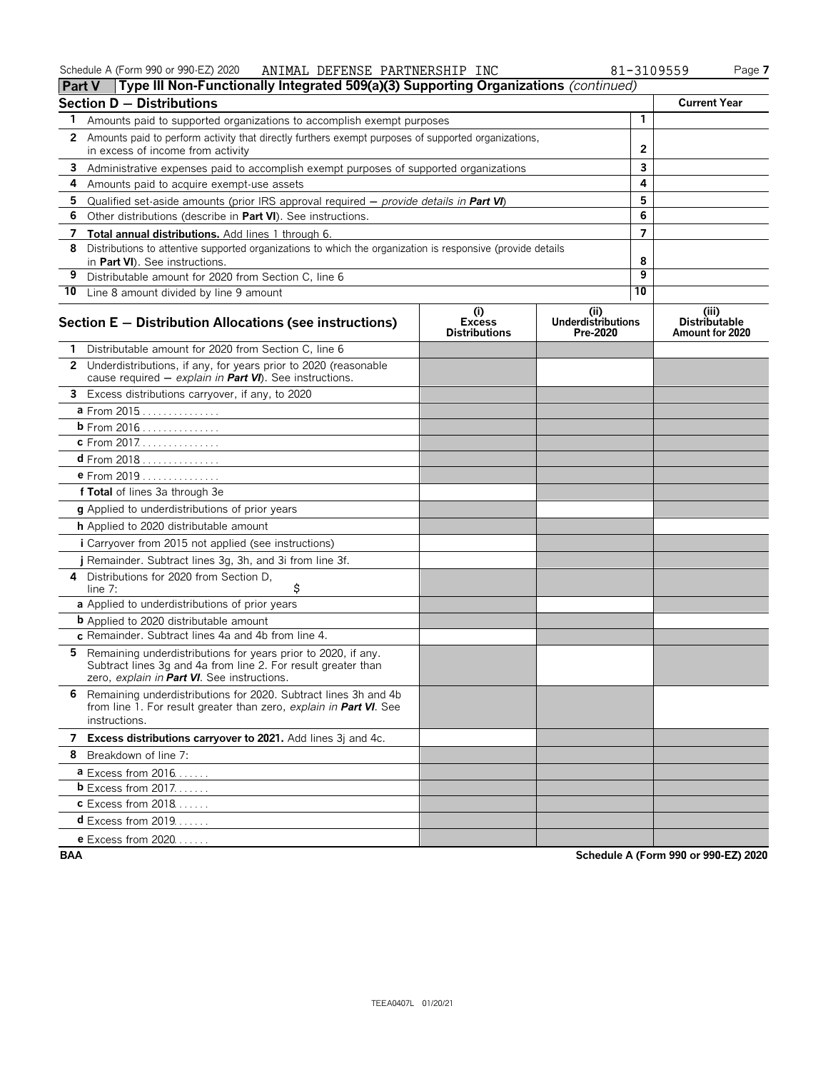Schedule A (Form 990 or 990-EZ) 2020 ANIMAL DEFENSE PARTNERSHIP INC 81-3109559

## Part V Type III Non-Functionally Integrated 509(a)(3) Supporting Organizations *(continued)*

| Section D – Distributions | | | Current Year |
|---|---|---|---|
| 1 | Amounts paid to supported organizations to accomplish exempt purposes | 1 | |
| 2 | Amounts paid to perform activity that directly furthers exempt purposes of supported organizations, in excess of income from activity | 2 | |
| 3 | Administrative expenses paid to accomplish exempt purposes of supported organizations | 3 | |
| 4 | Amounts paid to acquire exempt-use assets | 4 | |
| 5 | Qualified set-aside amounts (prior IRS approval required – *provide details in* **Part VI**) | 5 | |
| 6 | Other distributions (describe in **Part VI**). See instructions. | 6 | |
| 7 | **Total annual distributions.** Add lines 1 through 6. | 7 | |
| 8 | Distributions to attentive supported organizations to which the organization is responsive (provide details in **Part VI**). See instructions. | 8 | |
| 9 | Distributable amount for 2020 from Section C, line 6 | 9 | |
| 10 | Line 8 amount divided by line 9 amount | 10 | |

| Section E – Distribution Allocations (see instructions) | (i) Excess Distributions | (ii) Underdistributions Pre-2020 | (iii) Distributable Amount for 2020 |
|---|---|---|---|
| 1 Distributable amount for 2020 from Section C, line 6 | | | |
| 2 Underdistributions, if any, for years prior to 2020 (reasonable cause required – *explain in* **Part VI**). See instructions. | | | |
| 3 Excess distributions carryover, if any, to 2020 | | | |
| a From 2015 | | | |
| b From 2016 | | | |
| c From 2017 | | | |
| d From 2018 | | | |
| e From 2019 | | | |
| f **Total** of lines 3a through 3e | | | |
| g Applied to underdistributions of prior years | | | |
| h Applied to 2020 distributable amount | | | |
| i Carryover from 2015 not applied (see instructions) | | | |
| j Remainder. Subtract lines 3g, 3h, and 3i from line 3f. | | | |
| 4 Distributions for 2020 from Section D, line 7: $ | | | |
| a Applied to underdistributions of prior years | | | |
| b Applied to 2020 distributable amount | | | |
| c Remainder. Subtract lines 4a and 4b from line 4. | | | |
| 5 Remaining underdistributions for years prior to 2020, if any. Subtract lines 3g and 4a from line 2. For result greater than zero, *explain in* **Part VI**. See instructions. | | | |
| 6 Remaining underdistributions for 2020. Subtract lines 3h and 4b from line 1. For result greater than zero, *explain in* **Part VI**. See instructions. | | | |
| 7 **Excess distributions carryover to 2021.** Add lines 3j and 4c. | | | |
| 8 Breakdown of line 7: | | | |
| a Excess from 2016 | | | |
| b Excess from 2017 | | | |
| c Excess from 2018 | | | |
| d Excess from 2019 | | | |
| e Excess from 2020 | | | |

BAA Schedule A (Form 990 or 990-EZ) 2020

TEEA0407L 01/20/21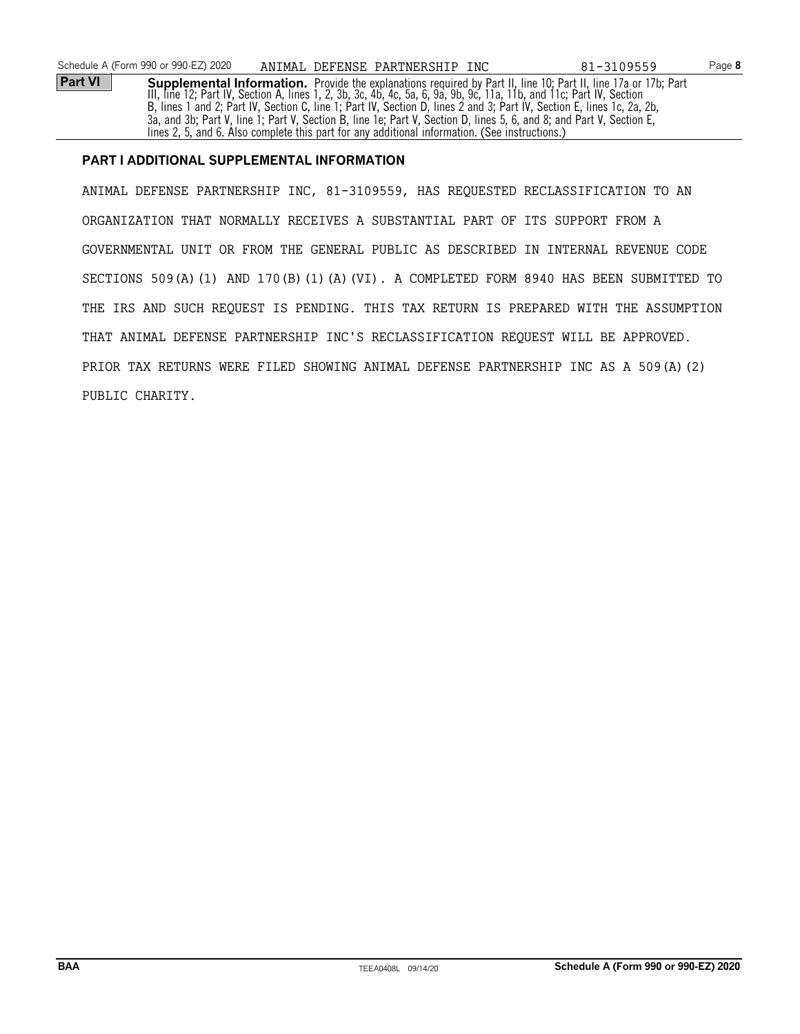**Part VI** **Supplemental Information.** Provide the explanations required by Part II, line 10; Part II, line 17a or 17b; Part III, line 12; Part IV, Section A, lines 1, 2, 3b, 3c, 4b, 4c, 5a, 6, 9a, 9b, 9c, 11a, 11b, and 11c; Part IV, Section B, lines 1 and 2; Part IV, Section C, line 1; Part IV, Section D, lines 2 and 3; Part IV, Section E, lines 1c, 2a, 2b, 3a, and 3b; Part V, line 1; Part V, Section B, line 1e; Part V, Section D, lines 5, 6, and 8; and Part V, Section E, lines 2, 5, and 6. Also complete this part for any additional information. (See instructions.)

## PART I ADDITIONAL SUPPLEMENTAL INFORMATION

ANIMAL DEFENSE PARTNERSHIP INC, 81-3109559, HAS REQUESTED RECLASSIFICATION TO AN ORGANIZATION THAT NORMALLY RECEIVES A SUBSTANTIAL PART OF ITS SUPPORT FROM A GOVERNMENTAL UNIT OR FROM THE GENERAL PUBLIC AS DESCRIBED IN INTERNAL REVENUE CODE SECTIONS 509(A)(1) AND 170(B)(1)(A)(VI). A COMPLETED FORM 8940 HAS BEEN SUBMITTED TO THE IRS AND SUCH REQUEST IS PENDING. THIS TAX RETURN IS PREPARED WITH THE ASSUMPTION THAT ANIMAL DEFENSE PARTNERSHIP INC'S RECLASSIFICATION REQUEST WILL BE APPROVED. PRIOR TAX RETURNS WERE FILED SHOWING ANIMAL DEFENSE PARTNERSHIP INC AS A 509(A)(2) PUBLIC CHARITY.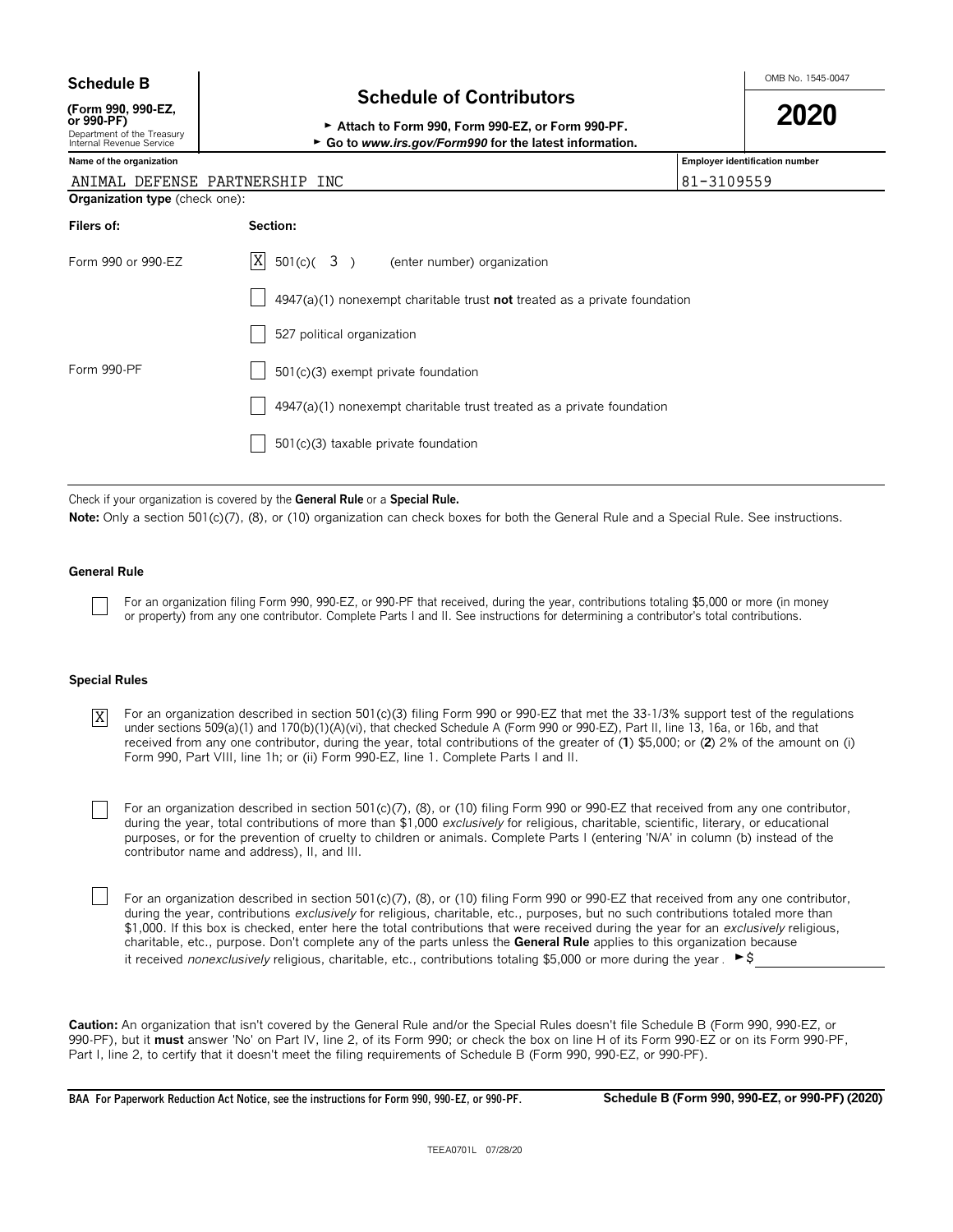**Schedule B**

**(Form 990, 990-EZ, or 990-PF)**
Department of the Treasury
Internal Revenue Service

# Schedule of Contributors

► **Attach to Form 990, Form 990-EZ, or Form 990-PF.**
► **Go to *www.irs.gov/Form990* for the latest information.**

OMB No. 1545-0047

**2020**

| Name of the organization | Employer identification number |
|---|---|
| ANIMAL DEFENSE PARTNERSHIP INC | 81-3109559 |

**Organization type** (check one):

| Filers of: | Section: |
|---|---|
| Form 990 or 990-EZ | [X] 501(c)( 3 ) (enter number) organization |
| | [ ] 4947(a)(1) nonexempt charitable trust **not** treated as a private foundation |
| | [ ] 527 political organization |
| Form 990-PF | [ ] 501(c)(3) exempt private foundation |
| | [ ] 4947(a)(1) nonexempt charitable trust treated as a private foundation |
| | [ ] 501(c)(3) taxable private foundation |

Check if your organization is covered by the **General Rule** or a **Special Rule.**

**Note:** Only a section 501(c)(7), (8), or (10) organization can check boxes for both the General Rule and a Special Rule. See instructions.

### General Rule

[ ] For an organization filing Form 990, 990-EZ, or 990-PF that received, during the year, contributions totaling $5,000 or more (in money or property) from any one contributor. Complete Parts I and II. See instructions for determining a contributor's total contributions.

### Special Rules

[X] For an organization described in section 501(c)(3) filing Form 990 or 990-EZ that met the 33-1/3% support test of the regulations under sections 509(a)(1) and 170(b)(1)(A)(vi), that checked Schedule A (Form 990 or 990-EZ), Part II, line 13, 16a, or 16b, and that received from any one contributor, during the year, total contributions of the greater of (**1**) $5,000; or (**2**) 2% of the amount on (i) Form 990, Part VIII, line 1h; or (ii) Form 990-EZ, line 1. Complete Parts I and II.

[ ] For an organization described in section 501(c)(7), (8), or (10) filing Form 990 or 990-EZ that received from any one contributor, during the year, total contributions of more than $1,000 *exclusively* for religious, charitable, scientific, literary, or educational purposes, or for the prevention of cruelty to children or animals. Complete Parts I (entering 'N/A' in column (b) instead of the contributor name and address), II, and III.

[ ] For an organization described in section 501(c)(7), (8), or (10) filing Form 990 or 990-EZ that received from any one contributor, during the year, contributions *exclusively* for religious, charitable, etc., purposes, but no such contributions totaled more than $1,000. If this box is checked, enter here the total contributions that were received during the year for an *exclusively* religious, charitable, etc., purpose. Don't complete any of the parts unless the **General Rule** applies to this organization because it received *nonexclusively* religious, charitable, etc., contributions totaling $5,000 or more during the year . ► $ ____________

**Caution:** An organization that isn't covered by the General Rule and/or the Special Rules doesn't file Schedule B (Form 990, 990-EZ, or 990-PF), but it **must** answer 'No' on Part IV, line 2, of its Form 990; or check the box on line H of its Form 990-EZ or on its Form 990-PF, Part I, line 2, to certify that it doesn't meet the filing requirements of Schedule B (Form 990, 990-EZ, or 990-PF).

**BAA For Paperwork Reduction Act Notice, see the instructions for Form 990, 990-EZ, or 990-PF.** **Schedule B (Form 990, 990-EZ, or 990-PF) (2020)**

TEEA0701L 07/28/20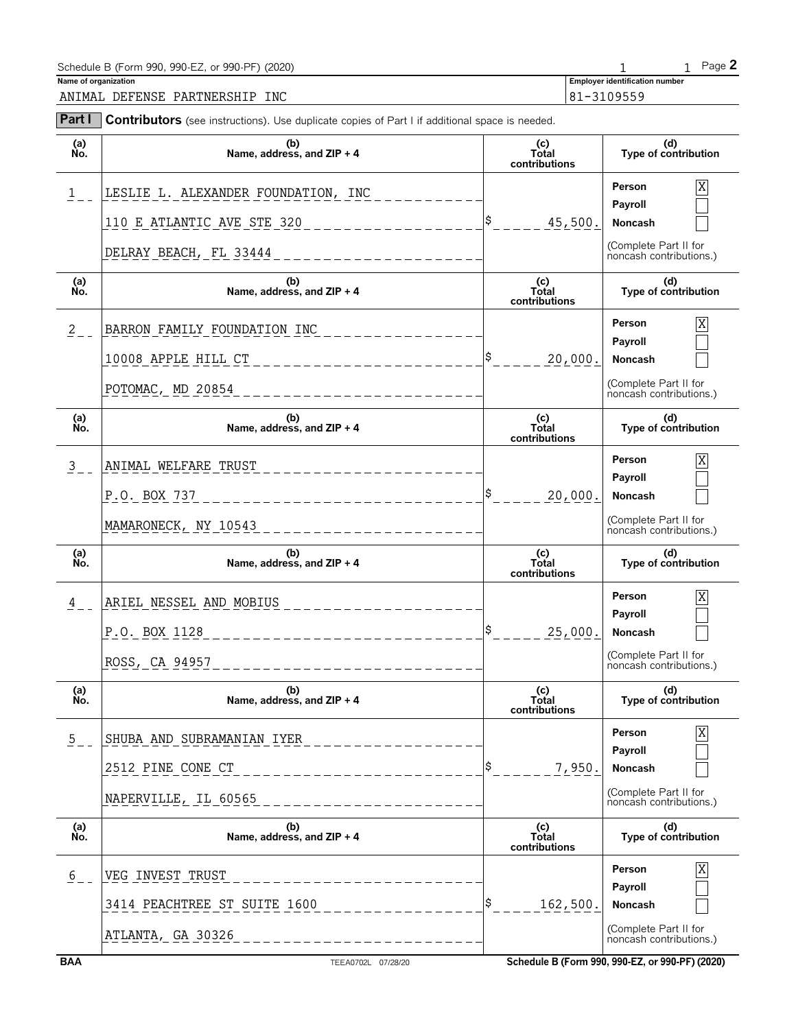Schedule B (Form 990, 990-EZ, or 990-PF) (2020) 1 1 Page **2**

**Name of organization**

ANIMAL DEFENSE PARTNERSHIP INC

**Employer identification number**

81-3109559

**Part I** **Contributors** (see instructions). Use duplicate copies of Part I if additional space is needed.

| (a) No. | (b) Name, address, and ZIP + 4 | (c) Total contributions | (d) Type of contribution |
|---|---|---|---|
| 1 | LESLIE L. ALEXANDER FOUNDATION, INC<br>110 E ATLANTIC AVE STE 320<br>DELRAY BEACH, FL 33444 | $ 45,500. | Person [X]<br>Payroll [ ]<br>Noncash [ ]<br>(Complete Part II for noncash contributions.) |
| 2 | BARRON FAMILY FOUNDATION INC<br>10008 APPLE HILL CT<br>POTOMAC, MD 20854 | $ 20,000. | Person [X]<br>Payroll [ ]<br>Noncash [ ]<br>(Complete Part II for noncash contributions.) |
| 3 | ANIMAL WELFARE TRUST<br>P.O. BOX 737<br>MAMARONECK, NY 10543 | $ 20,000. | Person [X]<br>Payroll [ ]<br>Noncash [ ]<br>(Complete Part II for noncash contributions.) |
| 4 | ARIEL NESSEL AND MOBIUS<br>P.O. BOX 1128<br>ROSS, CA 94957 | $ 25,000. | Person [X]<br>Payroll [ ]<br>Noncash [ ]<br>(Complete Part II for noncash contributions.) |
| 5 | SHUBA AND SUBRAMANIAN IYER<br>2512 PINE CONE CT<br>NAPERVILLE, IL 60565 | $ 7,950. | Person [X]<br>Payroll [ ]<br>Noncash [ ]<br>(Complete Part II for noncash contributions.) |
| 6 | VEG INVEST TRUST<br>3414 PEACHTREE ST SUITE 1600<br>ATLANTA, GA 30326 | $ 162,500. | Person [X]<br>Payroll [ ]<br>Noncash [ ]<br>(Complete Part II for noncash contributions.) |

**BAA** TEEA0702L 07/28/20 **Schedule B (Form 990, 990-EZ, or 990-PF) (2020)**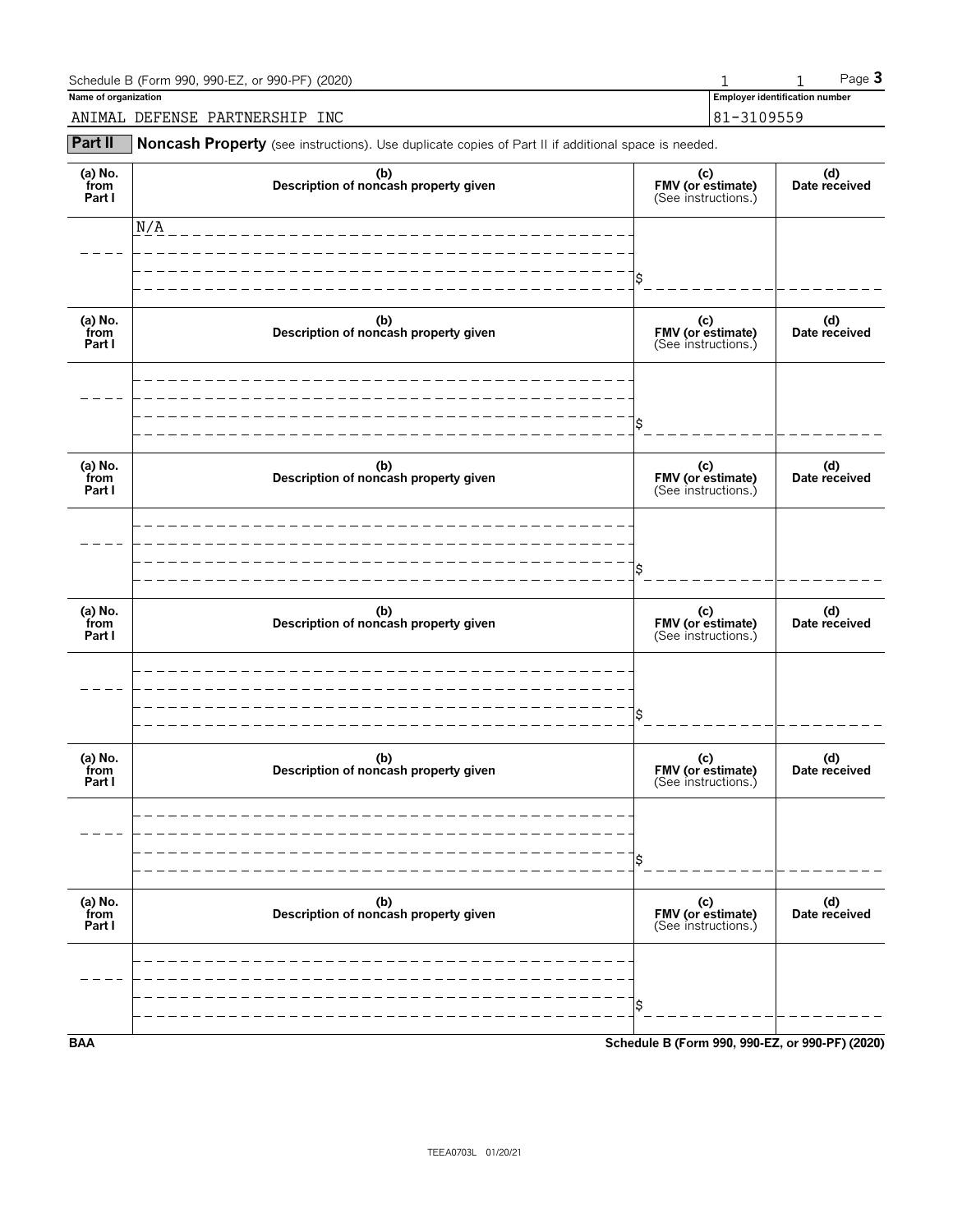Schedule B (Form 990, 990-EZ, or 990-PF) (2020) 1 1 Page **3**

**Name of organization** ANIMAL DEFENSE PARTNERSHIP INC

**Employer identification number** 81-3109559

**Part II** **Noncash Property** (see instructions). Use duplicate copies of Part II if additional space is needed.

| (a) No. from Part I | (b) Description of noncash property given | (c) FMV (or estimate) (See instructions.) | (d) Date received |
|---|---|---|---|
| | N/A | $ | |

| (a) No. from Part I | (b) Description of noncash property given | (c) FMV (or estimate) (See instructions.) | (d) Date received |
|---|---|---|---|
| | | $ | |

| (a) No. from Part I | (b) Description of noncash property given | (c) FMV (or estimate) (See instructions.) | (d) Date received |
|---|---|---|---|
| | | $ | |

| (a) No. from Part I | (b) Description of noncash property given | (c) FMV (or estimate) (See instructions.) | (d) Date received |
|---|---|---|---|
| | | $ | |

| (a) No. from Part I | (b) Description of noncash property given | (c) FMV (or estimate) (See instructions.) | (d) Date received |
|---|---|---|---|
| | | $ | |

| (a) No. from Part I | (b) Description of noncash property given | (c) FMV (or estimate) (See instructions.) | (d) Date received |
|---|---|---|---|
| | | $ | |

**BAA** **Schedule B (Form 990, 990-EZ, or 990-PF) (2020)**

TEEA0703L 01/20/21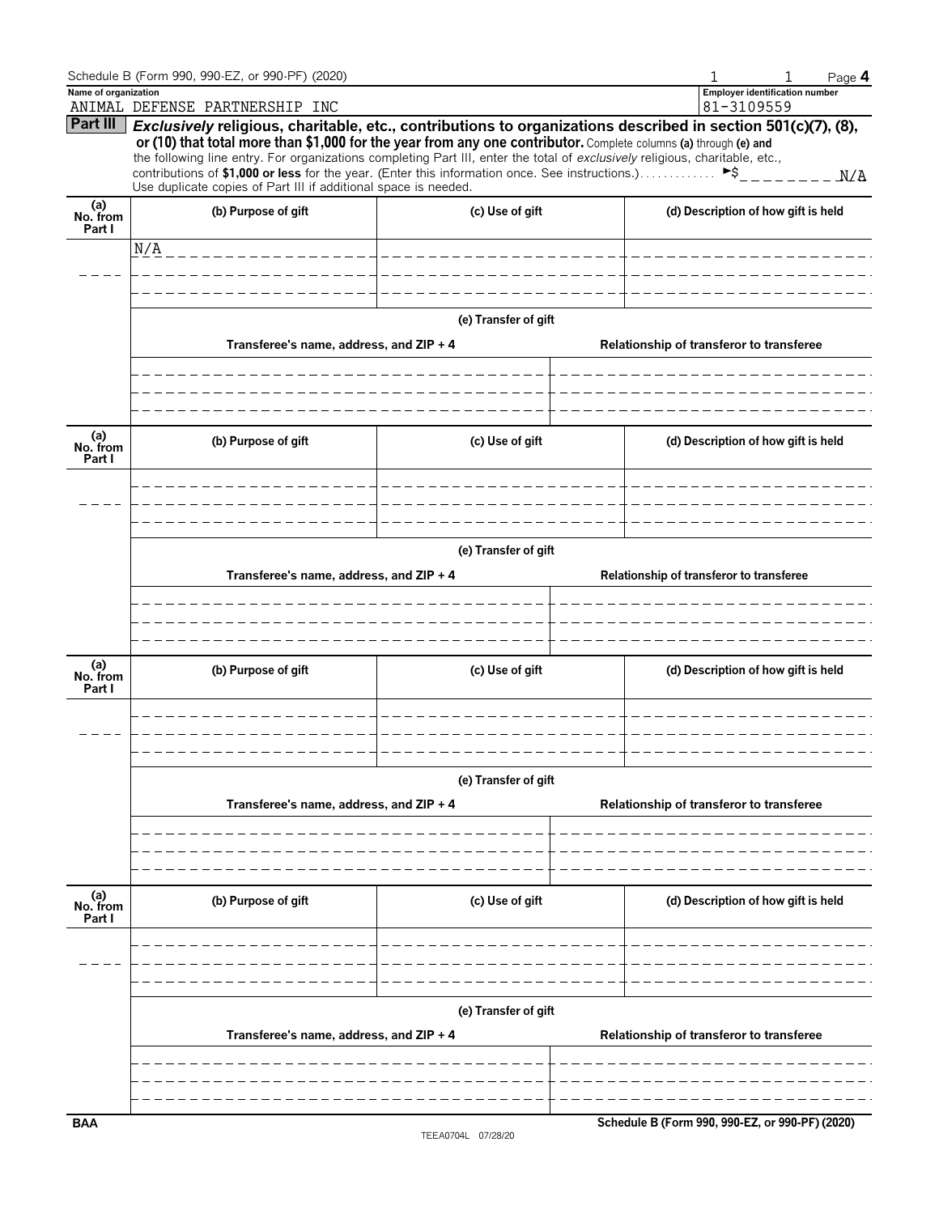Schedule B (Form 990, 990-EZ, or 990-PF) (2020)

| Name of organization | Employer identification number |
|---|---|
| ANIMAL DEFENSE PARTNERSHIP INC | 81-3109559 |

**Part III** ***Exclusively*** **religious, charitable, etc., contributions to organizations described in section 501(c)(7), (8), or (10) that total more than $1,000 for the year from any one contributor.** Complete columns **(a)** through **(e)** and the following line entry. For organizations completing Part III, enter the total of *exclusively* religious, charitable, etc., contributions of **$1,000 or less** for the year. (Enter this information once. See instructions.) . . . . . . . . . . . . ►$ N/A

Use duplicate copies of Part III if additional space is needed.

| (a) No. from Part I | (b) Purpose of gift | (c) Use of gift | (d) Description of how gift is held |
|---|---|---|---|
| | N/A | | |

**(e) Transfer of gift**

| Transferee's name, address, and ZIP + 4 | Relationship of transferor to transferee |
|---|---|
| | |

| (a) No. from Part I | (b) Purpose of gift | (c) Use of gift | (d) Description of how gift is held |
|---|---|---|---|
| | | | |

**(e) Transfer of gift**

| Transferee's name, address, and ZIP + 4 | Relationship of transferor to transferee |
|---|---|
| | |

| (a) No. from Part I | (b) Purpose of gift | (c) Use of gift | (d) Description of how gift is held |
|---|---|---|---|
| | | | |

**(e) Transfer of gift**

| Transferee's name, address, and ZIP + 4 | Relationship of transferor to transferee |
|---|---|
| | |

| (a) No. from Part I | (b) Purpose of gift | (c) Use of gift | (d) Description of how gift is held |
|---|---|---|---|
| | | | |

**(e) Transfer of gift**

| Transferee's name, address, and ZIP + 4 | Relationship of transferor to transferee |
|---|---|
| | |

BAA Schedule B (Form 990, 990-EZ, or 990-PF) (2020)

TEEA0704L 07/28/20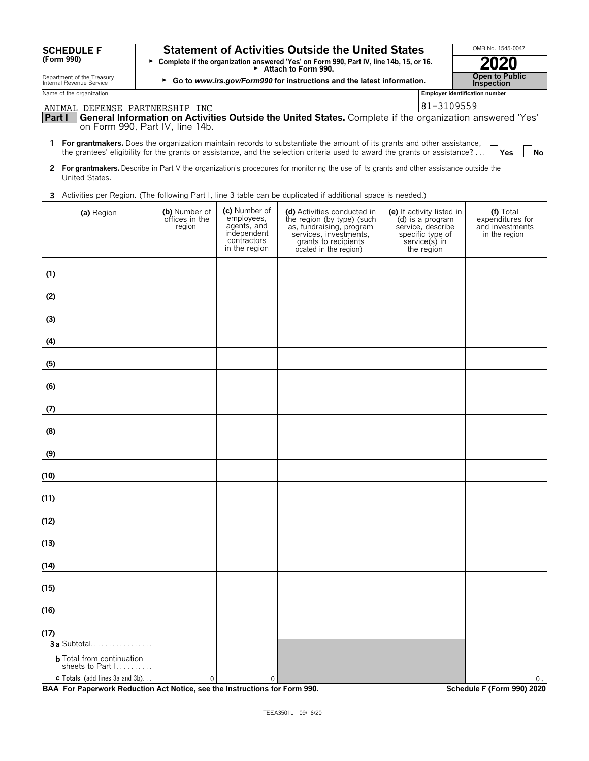**SCHEDULE F**
**(Form 990)**

Department of the Treasury
Internal Revenue Service

# Statement of Activities Outside the United States

► **Complete if the organization answered 'Yes' on Form 990, Part IV, line 14b, 15, or 16.**
► **Attach to Form 990.**
► **Go to *www.irs.gov/Form990* for instructions and the latest information.**

OMB No. 1545-0047

**2020**

**Open to Public Inspection**

Name of the organization: ANIMAL DEFENSE PARTNERSHIP INC

**Employer identification number**: 81-3109559

**Part I** **General Information on Activities Outside the United States.** Complete if the organization answered 'Yes' on Form 990, Part IV, line 14b.

**1** **For grantmakers.** Does the organization maintain records to substantiate the amount of its grants and other assistance, the grantees' eligibility for the grants or assistance, and the selection criteria used to award the grants or assistance? . . . . ☐ **Yes** ☐ **No**

**2** **For grantmakers.** Describe in Part V the organization's procedures for monitoring the use of its grants and other assistance outside the United States.

**3** Activities per Region. (The following Part I, line 3 table can be duplicated if additional space is needed.)

| (a) Region | (b) Number of offices in the region | (c) Number of employees, agents, and independent contractors in the region | (d) Activities conducted in the region (by type) (such as, fundraising, program services, investments, grants to recipients located in the region) | (e) If activity listed in (d) is a program service, describe specific type of service(s) in the region | (f) Total expenditures for and investments in the region |
|---|---|---|---|---|---|
| (1) | | | | | |
| (2) | | | | | |
| (3) | | | | | |
| (4) | | | | | |
| (5) | | | | | |
| (6) | | | | | |
| (7) | | | | | |
| (8) | | | | | |
| (9) | | | | | |
| (10) | | | | | |
| (11) | | | | | |
| (12) | | | | | |
| (13) | | | | | |
| (14) | | | | | |
| (15) | | | | | |
| (16) | | | | | |
| (17) | | | | | |
| **3a** Subtotal | | | | | |
| **b** Total from continuation sheets to Part I | | | | | |
| **c Totals** (add lines 3a and 3b) | 0 | 0 | | | 0. |

**BAA For Paperwork Reduction Act Notice, see the Instructions for Form 990.** **Schedule F (Form 990) 2020**

TEEA3501L 09/16/20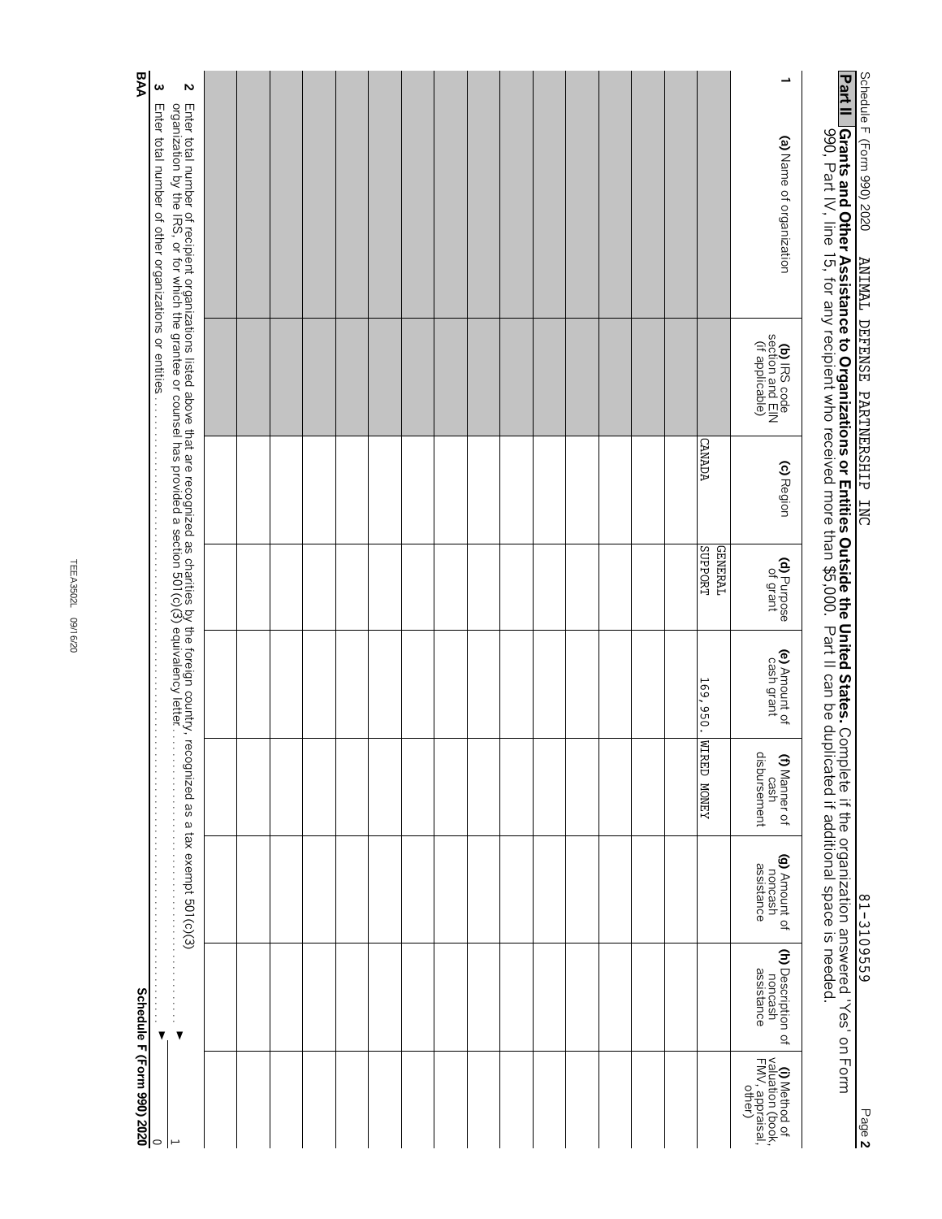Schedule F (Form 990) 2020 ANIMAL DEFENSE PARTNERSHIP INC 81-3109559 Page **2**

**Part II** **Grants and Other Assistance to Organizations or Entities Outside the United States.** Complete if the organization answered 'Yes' on Form 990, Part IV, line 15, for any recipient who received more than $5,000. Part II can be duplicated if additional space is needed.

| 1 (a) Name of organization | (b) IRS code section and EIN (if applicable) | (c) Region | (d) Purpose of grant | (e) Amount of cash grant | (f) Manner of cash disbursement | (g) Amount of noncash assistance | (h) Description of noncash assistance | (i) Method of valuation (book, FMV, appraisal, other) |
|---|---|---|---|---|---|---|---|---|
| | | CANADA | GENERAL SUPPORT | 169,950. | WIRED MONEY | | | |
| | | | | | | | | |
| | | | | | | | | |
| | | | | | | | | |
| | | | | | | | | |
| | | | | | | | | |
| | | | | | | | | |
| | | | | | | | | |
| | | | | | | | | |
| | | | | | | | | |
| | | | | | | | | |
| | | | | | | | | |
| | | | | | | | | |
| | | | | | | | | |
| | | | | | | | | |
| | | | | | | | | |

**2** Enter total number of recipient organizations listed above that are recognized as charities by the foreign country, recognized as a tax exempt 501(c)(3) organization by the IRS, or for which the grantee or counsel has provided a section 501(c)(3) equivalency letter . . . . . ▶ 1

**3** Enter total number of other organizations or entities . . . . . ▶ 0

BAA TEEA3502L 09/16/20 **Schedule F (Form 990) 2020**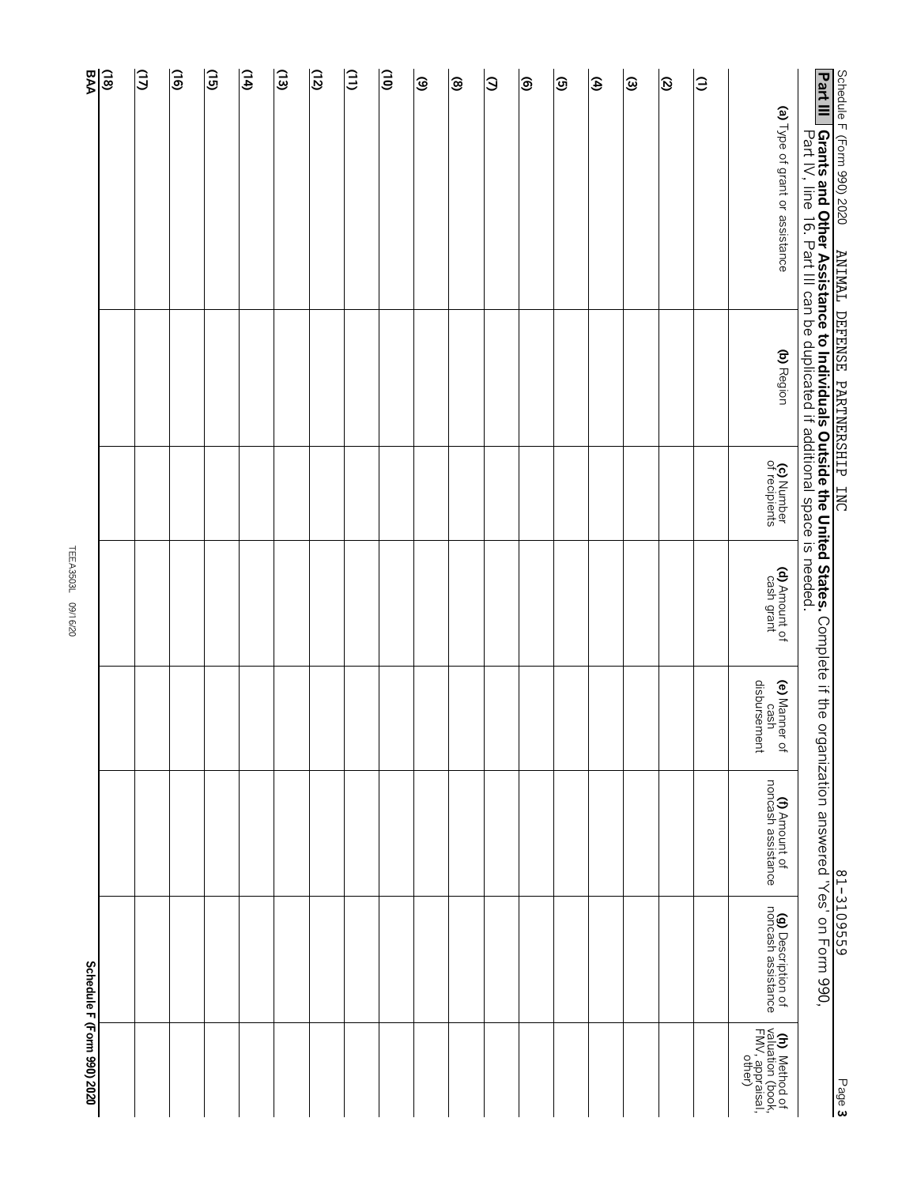Schedule F (Form 990) 2020 ANIMAL DEFENSE PARTNERSHIP INC 81-3109559

## Part III Grants and Other Assistance to Individuals Outside the United States.

Complete if the organization answered "Yes" on Form 990, Part IV, line 16. Part III can be duplicated if additional space is needed.

| | (a) Type of grant or assistance | (b) Region | (c) Number of recipients | (d) Amount of cash grant | (e) Manner of cash disbursement | (f) Amount of noncash assistance | (g) Description of noncash assistance | (h) Method of valuation (book, FMV, appraisal, other) |
|---|---|---|---|---|---|---|---|---|
| (1) | | | | | | | | |
| (2) | | | | | | | | |
| (3) | | | | | | | | |
| (4) | | | | | | | | |
| (5) | | | | | | | | |
| (6) | | | | | | | | |
| (7) | | | | | | | | |
| (8) | | | | | | | | |
| (9) | | | | | | | | |
| (10) | | | | | | | | |
| (11) | | | | | | | | |
| (12) | | | | | | | | |
| (13) | | | | | | | | |
| (14) | | | | | | | | |
| (15) | | | | | | | | |
| (16) | | | | | | | | |
| (17) | | | | | | | | |
| (18) | | | | | | | | |

BAA TEEA3503L 09/16/20 Schedule F (Form 990) 2020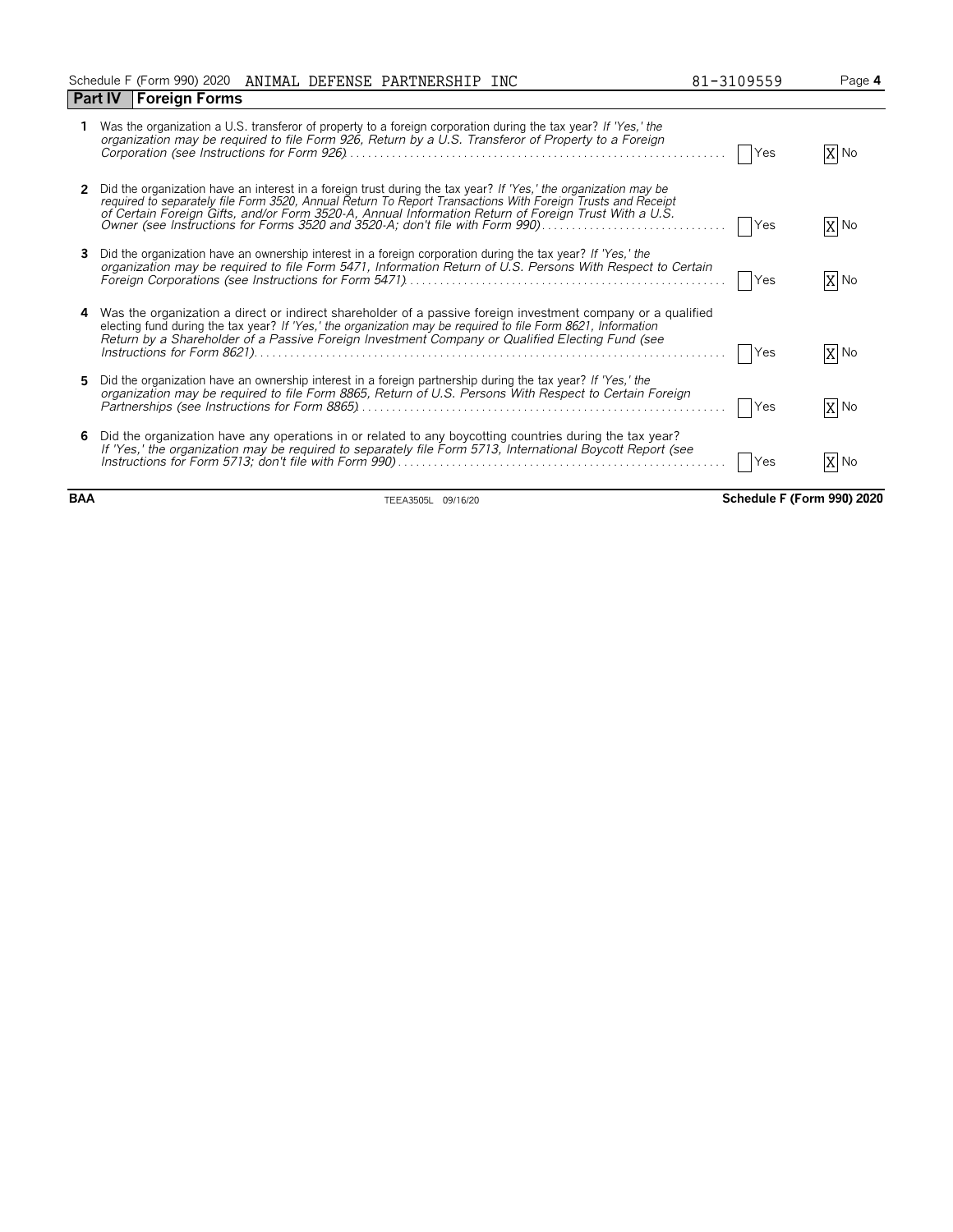Schedule F (Form 990) 2020 ANIMAL DEFENSE PARTNERSHIP INC 81-3109559

## Part IV Foreign Forms

1 Was the organization a U.S. transferor of property to a foreign corporation during the tax year? *If 'Yes,' the organization may be required to file Form 926, Return by a U.S. Transferor of Property to a Foreign Corporation (see Instructions for Form 926)* . . . . . . [ ] Yes [X] No

2 Did the organization have an interest in a foreign trust during the tax year? *If 'Yes,' the organization may be required to separately file Form 3520, Annual Return To Report Transactions With Foreign Trusts and Receipt of Certain Foreign Gifts, and/or Form 3520-A, Annual Information Return of Foreign Trust With a U.S. Owner (see Instructions for Forms 3520 and 3520-A; don't file with Form 990)* . . . . . . [ ] Yes [X] No

3 Did the organization have an ownership interest in a foreign corporation during the tax year? *If 'Yes,' the organization may be required to file Form 5471, Information Return of U.S. Persons With Respect to Certain Foreign Corporations (see Instructions for Form 5471)* . . . . . . [ ] Yes [X] No

4 Was the organization a direct or indirect shareholder of a passive foreign investment company or a qualified electing fund during the tax year? *If 'Yes,' the organization may be required to file Form 8621, Information Return by a Shareholder of a Passive Foreign Investment Company or Qualified Electing Fund (see Instructions for Form 8621)* . . . . . . [ ] Yes [X] No

5 Did the organization have an ownership interest in a foreign partnership during the tax year? *If 'Yes,' the organization may be required to file Form 8865, Return of U.S. Persons With Respect to Certain Foreign Partnerships (see Instructions for Form 8865)* . . . . . . [ ] Yes [X] No

6 Did the organization have any operations in or related to any boycotting countries during the tax year? *If 'Yes,' the organization may be required to separately file Form 5713, International Boycott Report (see Instructions for Form 5713; don't file with Form 990)* . . . . . . [ ] Yes [X] No

BAA TEEA3505L 09/16/20 **Schedule F (Form 990) 2020**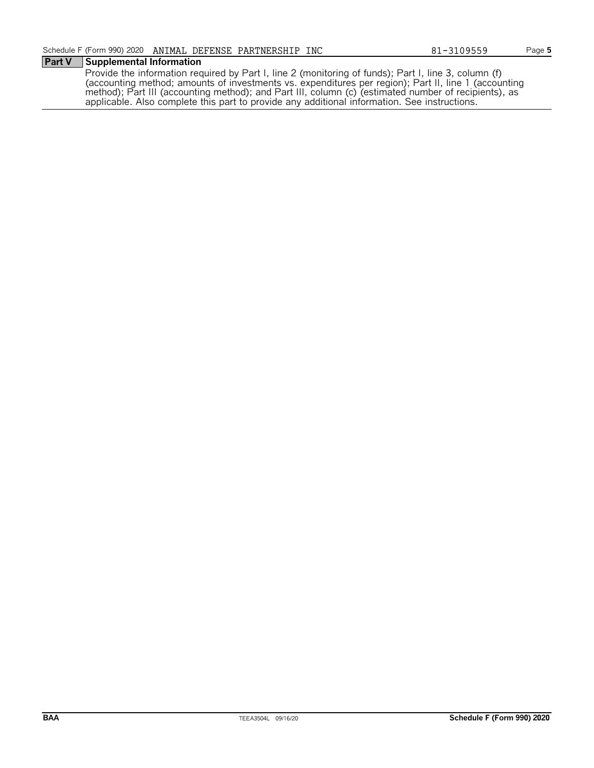## Part V Supplemental Information

Provide the information required by Part I, line 2 (monitoring of funds); Part I, line 3, column (f) (accounting method; amounts of investments vs. expenditures per region); Part II, line 1 (accounting method); Part III (accounting method); and Part III, column (c) (estimated number of recipients), as applicable. Also complete this part to provide any additional information. See instructions.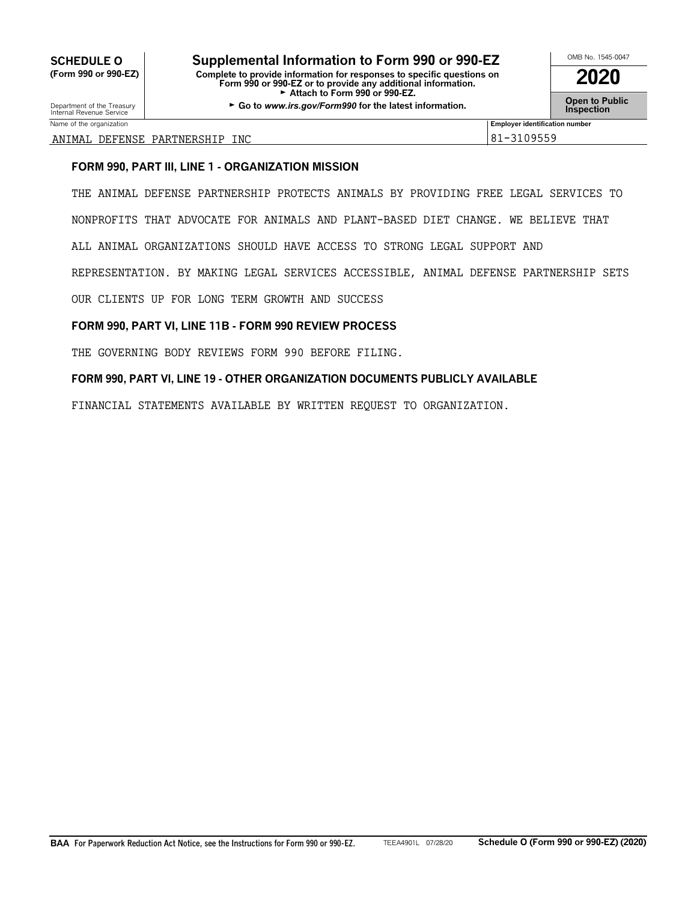**SCHEDULE O**
**(Form 990 or 990-EZ)**

Department of the Treasury
Internal Revenue Service

# Supplemental Information to Form 990 or 990-EZ

**Complete to provide information for responses to specific questions on Form 990 or 990-EZ or to provide any additional information.**
► **Attach to Form 990 or 990-EZ.**
► **Go to *www.irs.gov/Form990* for the latest information.**

OMB No. 1545-0047

**2020**

**Open to Public Inspection**

| Name of the organization | Employer identification number |
|---|---|
| ANIMAL DEFENSE PARTNERSHIP INC | 81-3109559 |

**FORM 990, PART III, LINE 1 - ORGANIZATION MISSION**

THE ANIMAL DEFENSE PARTNERSHIP PROTECTS ANIMALS BY PROVIDING FREE LEGAL SERVICES TO NONPROFITS THAT ADVOCATE FOR ANIMALS AND PLANT-BASED DIET CHANGE. WE BELIEVE THAT ALL ANIMAL ORGANIZATIONS SHOULD HAVE ACCESS TO STRONG LEGAL SUPPORT AND REPRESENTATION. BY MAKING LEGAL SERVICES ACCESSIBLE, ANIMAL DEFENSE PARTNERSHIP SETS OUR CLIENTS UP FOR LONG TERM GROWTH AND SUCCESS

**FORM 990, PART VI, LINE 11B - FORM 990 REVIEW PROCESS**

THE GOVERNING BODY REVIEWS FORM 990 BEFORE FILING.

**FORM 990, PART VI, LINE 19 - OTHER ORGANIZATION DOCUMENTS PUBLICLY AVAILABLE**

FINANCIAL STATEMENTS AVAILABLE BY WRITTEN REQUEST TO ORGANIZATION.

**BAA For Paperwork Reduction Act Notice, see the Instructions for Form 990 or 990-EZ.** TEEA4901L 07/28/20 **Schedule O (Form 990 or 990-EZ) (2020)**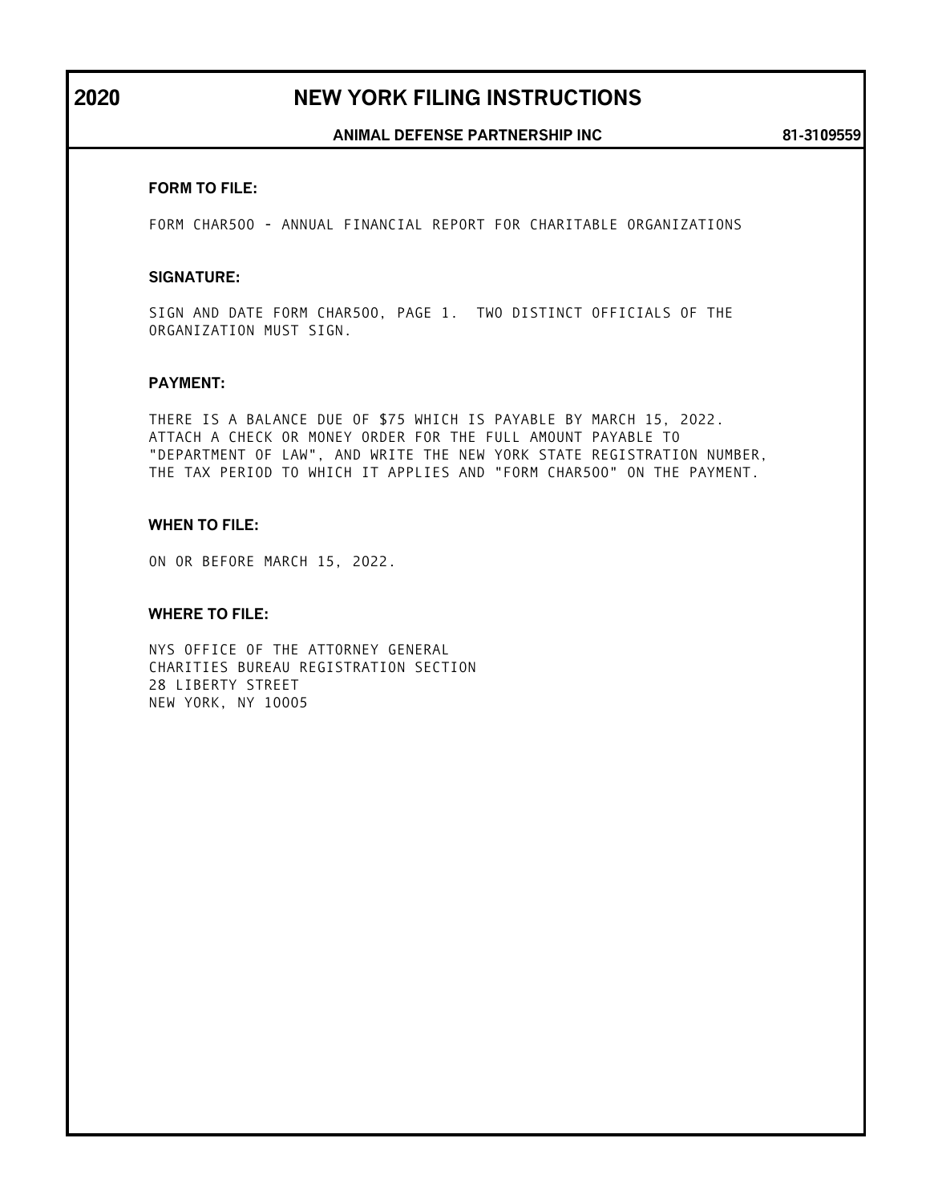# 2020 NEW YORK FILING INSTRUCTIONS

**ANIMAL DEFENSE PARTNERSHIP INC** — **81-3109559**

### FORM TO FILE:

FORM CHAR500 - ANNUAL FINANCIAL REPORT FOR CHARITABLE ORGANIZATIONS

### SIGNATURE:

SIGN AND DATE FORM CHAR500, PAGE 1. TWO DISTINCT OFFICIALS OF THE ORGANIZATION MUST SIGN.

### PAYMENT:

THERE IS A BALANCE DUE OF $75 WHICH IS PAYABLE BY MARCH 15, 2022. ATTACH A CHECK OR MONEY ORDER FOR THE FULL AMOUNT PAYABLE TO "DEPARTMENT OF LAW", AND WRITE THE NEW YORK STATE REGISTRATION NUMBER, THE TAX PERIOD TO WHICH IT APPLIES AND "FORM CHAR500" ON THE PAYMENT.

### WHEN TO FILE:

ON OR BEFORE MARCH 15, 2022.

### WHERE TO FILE:

NYS OFFICE OF THE ATTORNEY GENERAL
CHARITIES BUREAU REGISTRATION SECTION
28 LIBERTY STREET
NEW YORK, NY 10005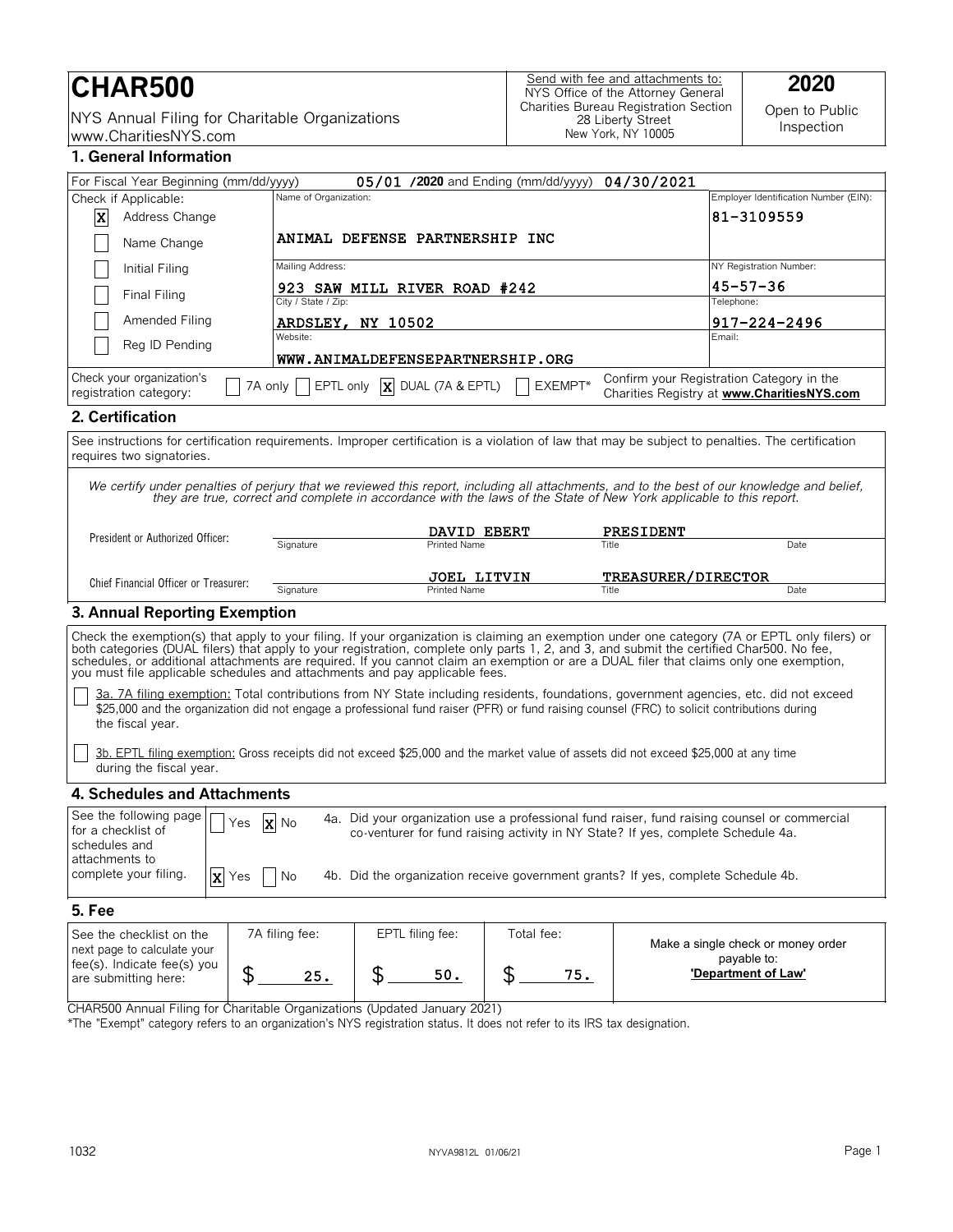# CHAR500

NYS Annual Filing for Charitable Organizations
www.CharitiesNYS.com

Send with fee and attachments to:
NYS Office of the Attorney General
Charities Bureau Registration Section
28 Liberty Street
New York, NY 10005

**2020**

Open to Public Inspection

## 1. General Information

For Fiscal Year Beginning (mm/dd/yyyy) 05/01 /2020 and Ending (mm/dd/yyyy) 04/30/2021

| Check if Applicable: | | |
|---|---|---|
| [X] Address Change | Name of Organization: ANIMAL DEFENSE PARTNERSHIP INC | Employer Identification Number (EIN): 81-3109559 |
| [ ] Name Change | | |
| [ ] Initial Filing | Mailing Address: 923 SAW MILL RIVER ROAD #242 | NY Registration Number: 45-57-36 |
| [ ] Final Filing | City / State / Zip: ARDSLEY, NY 10502 | Telephone: 917-224-2496 |
| [ ] Amended Filing | | |
| [ ] Reg ID Pending | Website: WWW.ANIMALDEFENSEPARTNERSHIP.ORG | Email: |

Check your organization's registration category: [ ] 7A only [ ] EPTL only [X] DUAL (7A & EPTL) [ ] EXEMPT*

Confirm your Registration Category in the Charities Registry at **www.CharitiesNYS.com**

## 2. Certification

See instructions for certification requirements. Improper certification is a violation of law that may be subject to penalties. The certification requires two signatories.

*We certify under penalties of perjury that we reviewed this report, including all attachments, and to the best of our knowledge and belief, they are true, correct and complete in accordance with the laws of the State of New York applicable to this report.*

| | Signature | Printed Name | Title | Date |
|---|---|---|---|---|
| President or Authorized Officer: | | DAVID EBERT | PRESIDENT | |
| Chief Financial Officer or Treasurer: | | JOEL LITVIN | TREASURER/DIRECTOR | |

## 3. Annual Reporting Exemption

Check the exemption(s) that apply to your filing. If your organization is claiming an exemption under one category (7A or EPTL only filers) or both categories (DUAL filers) that apply to your registration, complete only parts 1, 2, and 3, and submit the certified Char500. No fee, schedules, or additional attachments are required. If you cannot claim an exemption or are a DUAL filer that claims only one exemption, you must file applicable schedules and attachments and pay applicable fees.

[ ] 3a. 7A filing exemption: Total contributions from NY State including residents, foundations, government agencies, etc. did not exceed $25,000 and the organization did not engage a professional fund raiser (PFR) or fund raising counsel (FRC) to solicit contributions during the fiscal year.

[ ] 3b. EPTL filing exemption: Gross receipts did not exceed $25,000 and the market value of assets did not exceed $25,000 at any time during the fiscal year.

## 4. Schedules and Attachments

See the following page for a checklist of schedules and attachments to complete your filing.

[ ] Yes [X] No — 4a. Did your organization use a professional fund raiser, fund raising counsel or commercial co-venturer for fund raising activity in NY State? If yes, complete Schedule 4a.

[X] Yes [ ] No — 4b. Did the organization receive government grants? If yes, complete Schedule 4b.

## 5. Fee

| See the checklist on the next page to calculate your fee(s). Indicate fee(s) you are submitting here: | 7A filing fee: | EPTL filing fee: | Total fee: | Make a single check or money order payable to: **'Department of Law'** |
|---|---|---|---|---|
| | $ 25. | $ 50. | $ 75. | |

CHAR500 Annual Filing for Charitable Organizations (Updated January 2021)

*The "Exempt" category refers to an organization's NYS registration status. It does not refer to its IRS tax designation.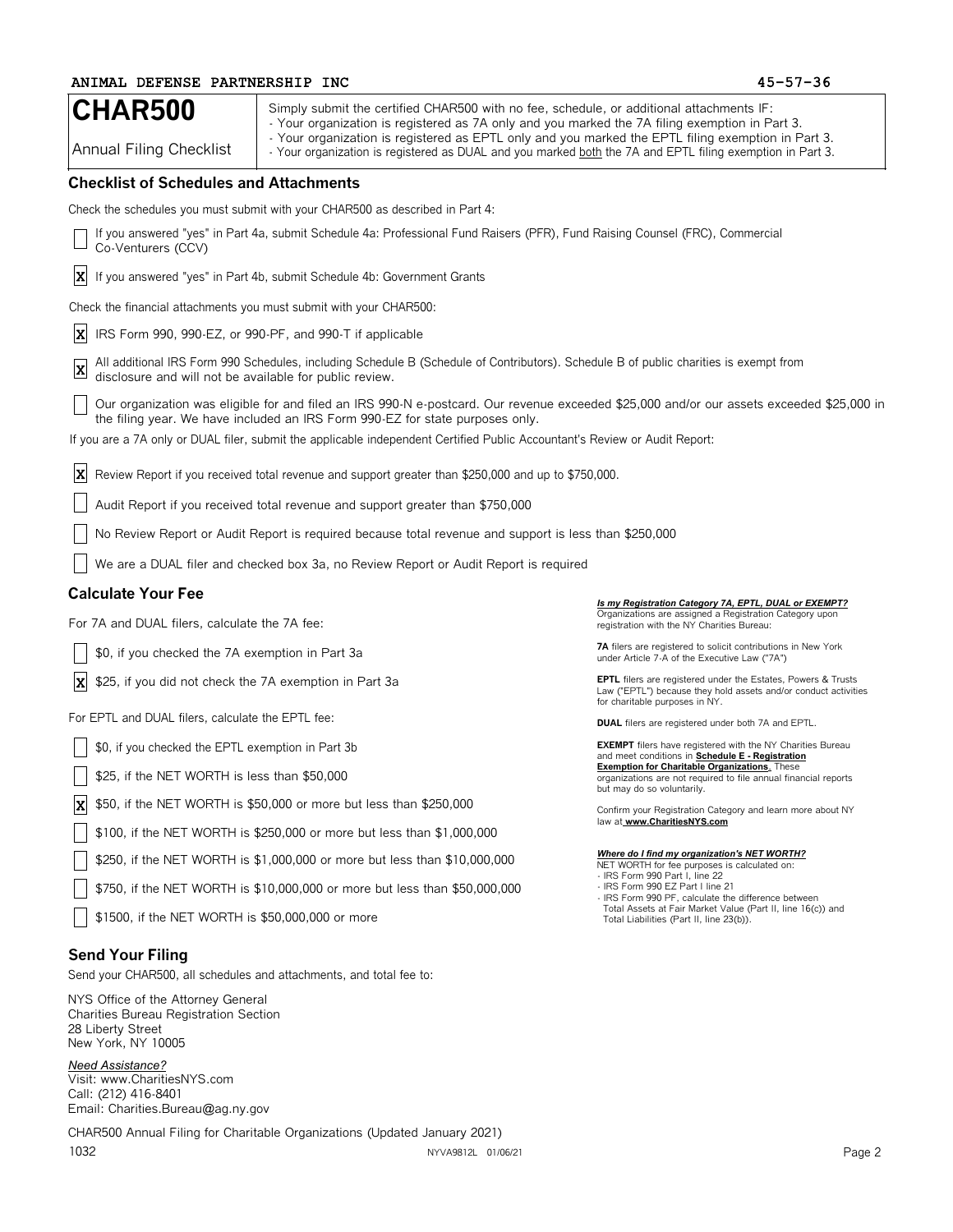ANIMAL DEFENSE PARTNERSHIP INC 45-57-36

# CHAR500

Annual Filing Checklist

Simply submit the certified CHAR500 with no fee, schedule, or additional attachments IF:
- Your organization is registered as 7A only and you marked the 7A filing exemption in Part 3.
- Your organization is registered as EPTL only and you marked the EPTL filing exemption in Part 3.
- Your organization is registered as DUAL and you marked both the 7A and EPTL filing exemption in Part 3.

## Checklist of Schedules and Attachments

Check the schedules you must submit with your CHAR500 as described in Part 4:

- [ ] If you answered "yes" in Part 4a, submit Schedule 4a: Professional Fund Raisers (PFR), Fund Raising Counsel (FRC), Commercial Co-Venturers (CCV)
- [x] If you answered "yes" in Part 4b, submit Schedule 4b: Government Grants

Check the financial attachments you must submit with your CHAR500:

- [x] IRS Form 990, 990-EZ, or 990-PF, and 990-T if applicable
- [x] All additional IRS Form 990 Schedules, including Schedule B (Schedule of Contributors). Schedule B of public charities is exempt from disclosure and will not be available for public review.
- [ ] Our organization was eligible for and filed an IRS 990-N e-postcard. Our revenue exceeded $25,000 and/or our assets exceeded $25,000 in the filing year. We have included an IRS Form 990-EZ for state purposes only.

If you are a 7A only or DUAL filer, submit the applicable independent Certified Public Accountant's Review or Audit Report:

- [x] Review Report if you received total revenue and support greater than $250,000 and up to $750,000.
- [ ] Audit Report if you received total revenue and support greater than $750,000
- [ ] No Review Report or Audit Report is required because total revenue and support is less than $250,000
- [ ] We are a DUAL filer and checked box 3a, no Review Report or Audit Report is required

## Calculate Your Fee

For 7A and DUAL filers, calculate the 7A fee:

- [ ] $0, if you checked the 7A exemption in Part 3a
- [x] $25, if you did not check the 7A exemption in Part 3a

For EPTL and DUAL filers, calculate the EPTL fee:

- [ ] $0, if you checked the EPTL exemption in Part 3b
- [ ] $25, if the NET WORTH is less than $50,000
- [x] $50, if the NET WORTH is $50,000 or more but less than $250,000
- [ ] $100, if the NET WORTH is $250,000 or more but less than $1,000,000
- [ ] $250, if the NET WORTH is $1,000,000 or more but less than $10,000,000
- [ ] $750, if the NET WORTH is $10,000,000 or more but less than $50,000,000
- [ ] $1500, if the NET WORTH is $50,000,000 or more

***Is my Registration Category 7A, EPTL, DUAL or EXEMPT?***
Organizations are assigned a Registration Category upon registration with the NY Charities Bureau:

**7A** filers are registered to solicit contributions in New York under Article 7-A of the Executive Law ("7A")

**EPTL** filers are registered under the Estates, Powers & Trusts Law ("EPTL") because they hold assets and/or conduct activities for charitable purposes in NY.

**DUAL** filers are registered under both 7A and EPTL.

**EXEMPT** filers have registered with the NY Charities Bureau and meet conditions in **Schedule E - Registration Exemption for Charitable Organizations.** These organizations are not required to file annual financial reports but may do so voluntarily.

Confirm your Registration Category and learn more about NY law at **www.CharitiesNYS.com**

***Where do I find my organization's NET WORTH?***
NET WORTH for fee purposes is calculated on:
- IRS Form 990 Part I, line 22
- IRS Form 990 EZ Part I line 21
- IRS Form 990 PF, calculate the difference between Total Assets at Fair Market Value (Part II, line 16(c)) and Total Liabilities (Part II, line 23(b)).

## Send Your Filing

Send your CHAR500, all schedules and attachments, and total fee to:

NYS Office of the Attorney General
Charities Bureau Registration Section
28 Liberty Street
New York, NY 10005

*Need Assistance?*
Visit: www.CharitiesNYS.com
Call: (212) 416-8401
Email: Charities.Bureau@ag.ny.gov

CHAR500 Annual Filing for Charitable Organizations (Updated January 2021)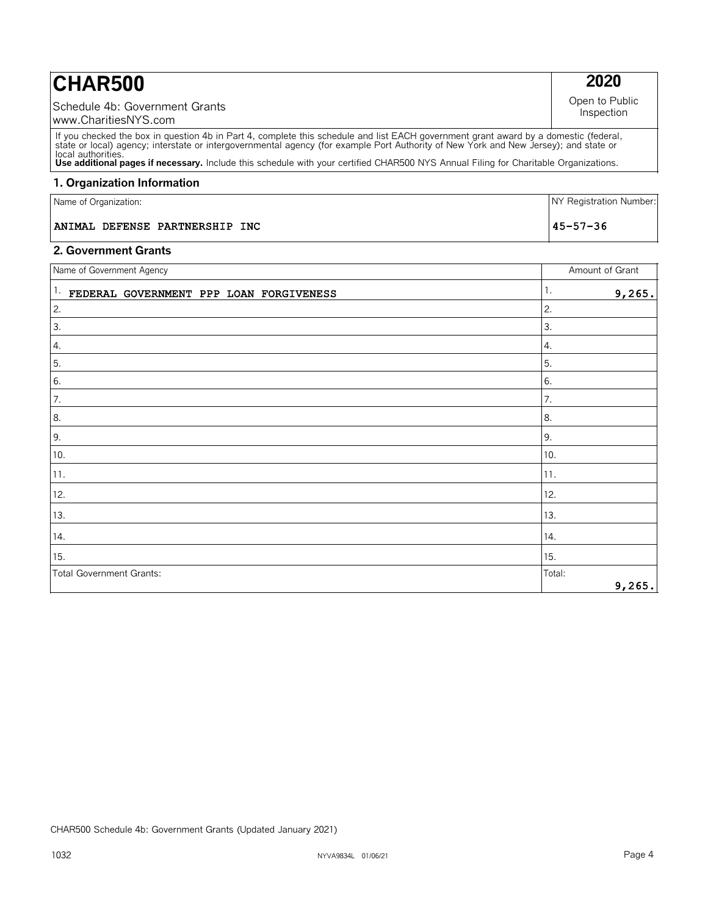# CHAR500

**2020**

Schedule 4b: Government Grants

www.CharitiesNYS.com

Open to Public Inspection

If you checked the box in question 4b in Part 4, complete this schedule and list EACH government grant award by a domestic (federal, state or local) agency; interstate or intergovernmental agency (for example Port Authority of New York and New Jersey); and state or local authorities.

**Use additional pages if necessary.** Include this schedule with your certified CHAR500 NYS Annual Filing for Charitable Organizations.

## 1. Organization Information

| Name of Organization: | NY Registration Number: |
|---|---|
| ANIMAL DEFENSE PARTNERSHIP INC | 45-57-36 |

## 2. Government Grants

| Name of Government Agency | Amount of Grant |
|---|---|
| 1. FEDERAL GOVERNMENT PPP LOAN FORGIVENESS | 1. 9,265. |
| 2. | 2. |
| 3. | 3. |
| 4. | 4. |
| 5. | 5. |
| 6. | 6. |
| 7. | 7. |
| 8. | 8. |
| 9. | 9. |
| 10. | 10. |
| 11. | 11. |
| 12. | 12. |
| 13. | 13. |
| 14. | 14. |
| 15. | 15. |
| Total Government Grants: | Total: 9,265. |

CHAR500 Schedule 4b: Government Grants (Updated January 2021)

1032 NYVA9834L 01/06/21